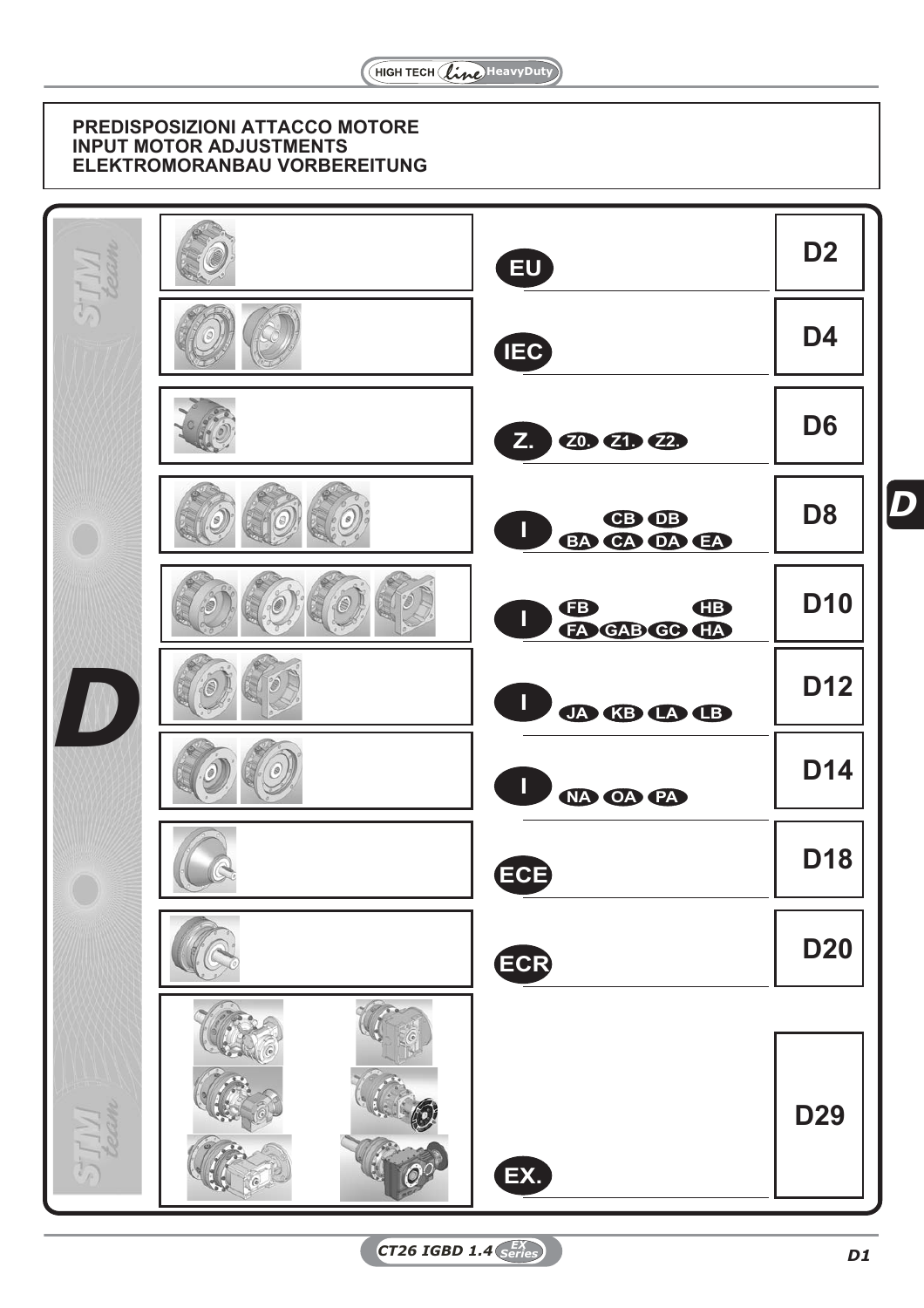# PREDISPOSIZIONI ATTACCO MOTORE
# INPUT MOTOR ADJUSTMENTS
# ELEKTROMORANBAU VORBEREITUNG

| Type | Variants | Page |
| --- | --- | --- |
| EU | | D2 |
| IEC | | D4 |
| Z. | Z0. Z1. Z2. | D6 |
| I | CB DB BA CA DA EA | D8 |
| I | FB HB FA GAB GC HA | D10 |
| I | JA KB LA LB | D12 |
| I | NA OA PA | D14 |
| ECE | | D18 |
| ECR | | D20 |
| EX. | | D29 |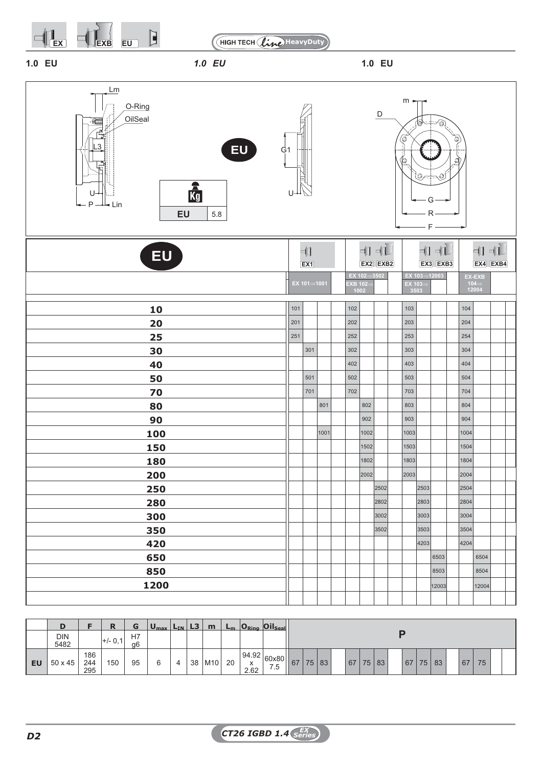## 1.0 EU

Lm

O-Ring

OilSeal

L3

U

P

Lin

G1

U

m

D

G

R

F

| Kg | |
|---|---|
| EU | 5.8 |

| EU | EX1 EX 101⇒1001 | | | | EX2 EXB2 EX 102⇒3502 EXB 102⇒1002 | | | | EX3 EXB3 EX 103⇒12003 EX 103⇒3503 | | | | EX4 EXB4 EX-EXB 104⇒12004 | | | |
|---|---|---|---|---|---|---|---|---|---|---|---|---|---|---|---|---|
| 10 | 101 | | | | 102 | | | | 103 | | | | 104 | | | |
| 20 | 201 | | | | 202 | | | | 203 | | | | 204 | | | |
| 25 | 251 | | | | 252 | | | | 253 | | | | 254 | | | |
| 30 | | 301 | | | 302 | | | | 303 | | | | 304 | | | |
| 40 | | | | | 402 | | | | 403 | | | | 404 | | | |
| 50 | | 501 | | | 502 | | | | 503 | | | | 504 | | | |
| 70 | | 701 | | | 702 | | | | 703 | | | | 704 | | | |
| 80 | | | 801 | | | 802 | | | 803 | | | | 804 | | | |
| 90 | | | | | | 902 | | | 903 | | | | 904 | | | |
| 100 | | | 1001 | | | 1002 | | | 1003 | | | | 1004 | | | |
| 150 | | | | | | 1502 | | | 1503 | | | | 1504 | | | |
| 180 | | | | | | 1802 | | | 1803 | | | | 1804 | | | |
| 200 | | | | | | 2002 | | | 2003 | | | | 2004 | | | |
| 250 | | | | | | | 2502 | | | 2503 | | | 2504 | | | |
| 280 | | | | | | | 2802 | | | 2803 | | | 2804 | | | |
| 300 | | | | | | | 3002 | | | 3003 | | | 3004 | | | |
| 350 | | | | | | | 3502 | | | 3503 | | | 3504 | | | |
| 420 | | | | | | | | | | 4203 | | | 4204 | | | |
| 650 | | | | | | | | | | | 6503 | | | 6504 | | |
| 850 | | | | | | | | | | | 8503 | | | 8504 | | |
| 1200 | | | | | | | | | | | 12003 | | | 12004 | | |

| | D | F | R | G | $U_{max}$ | $L_{IN}$ | L3 | m | $L_m$ | $O_{Ring}$ | $Oil_{Seal}$ | P | | | | | | | | | | | | | | | |
|---|---|---|---|---|---|---|---|---|---|---|---|---|---|---|---|---|---|---|---|---|---|---|---|---|---|---|---|
| | DIN 5482 | | +/- 0,1 | H7 g6 | | | | | | | | | | | | | | | | | | | | | | | |
| EU | 50 x 45 | 186 244 295 | 150 | 95 | 6 | 4 | 38 | M10 | 20 | 94.92 x 2.62 | 60x80 7.5 | 67 | 75 | 83 | | 67 | 75 | 83 | | 67 | 75 | 83 | | 67 | 75 | | |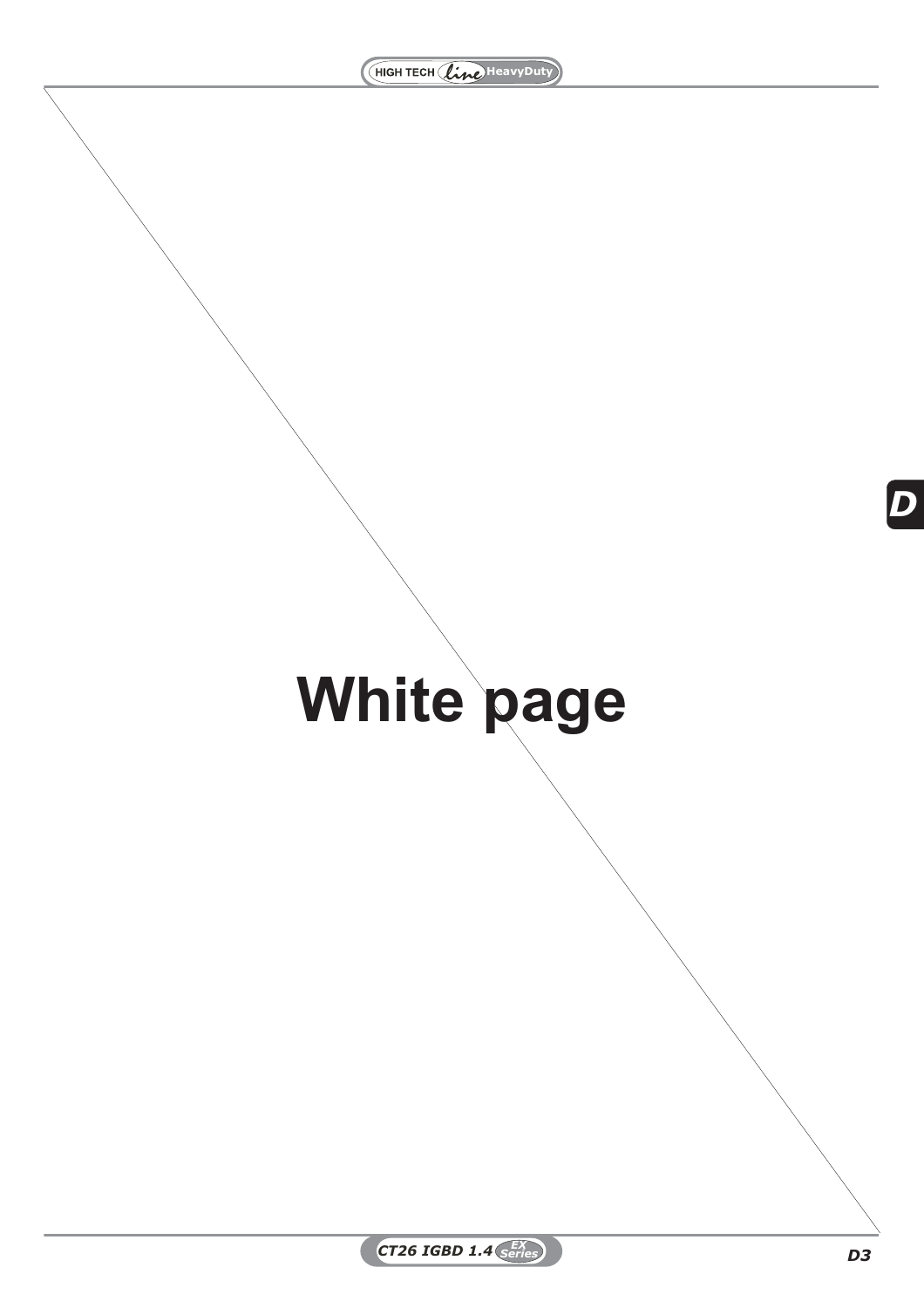# White page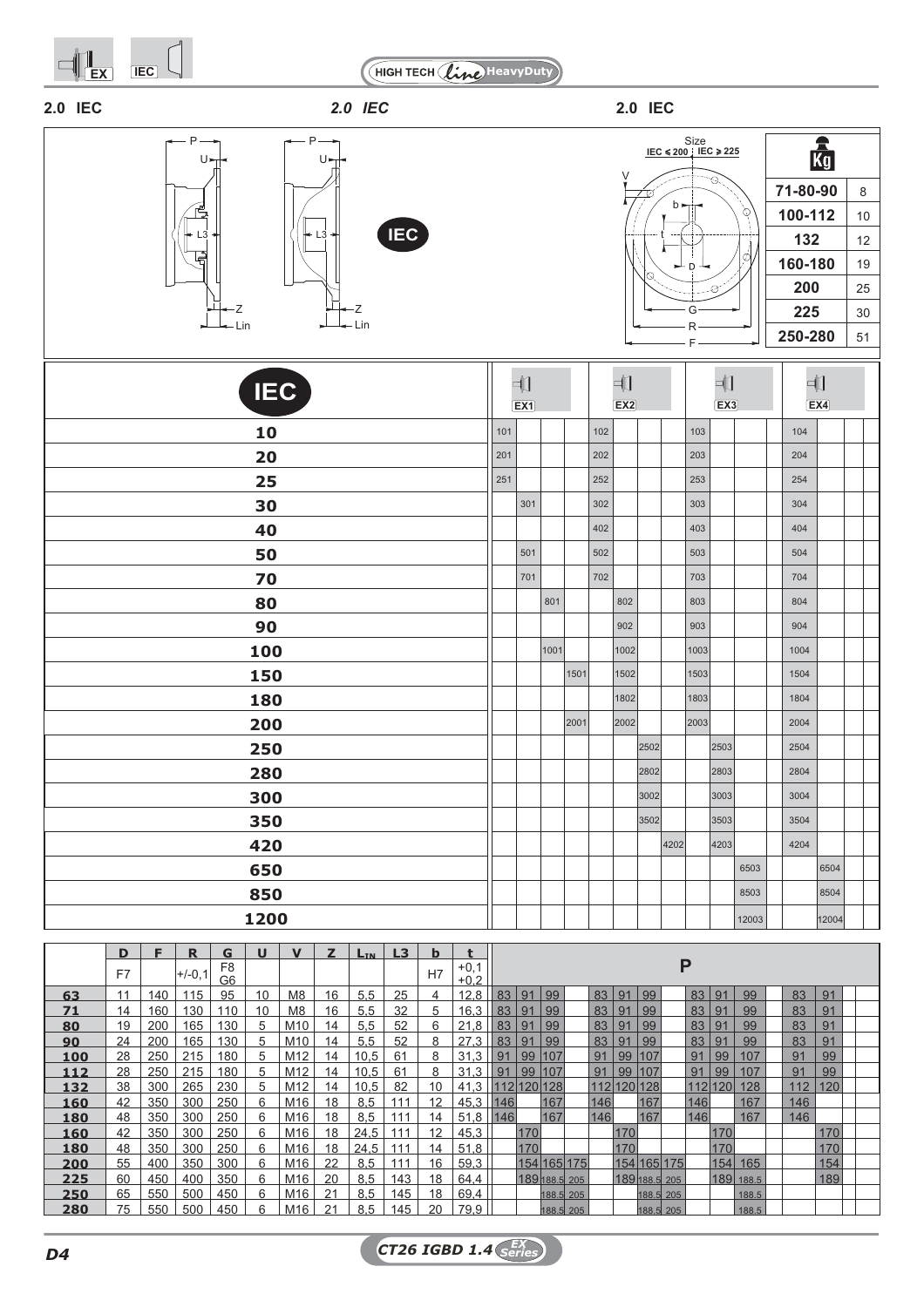## 2.0 IEC

| Size IEC ≤ 200 / IEC ≥ 225 | Kg |
|---|---|
| 71-80-90 | 8 |
| 100-112 | 10 |
| 132 | 12 |
| 160-180 | 19 |
| 200 | 25 |
| 225 | 30 |
| 250-280 | 51 |

| IEC | EX1 | | | | EX2 | | | | EX3 | | | | EX4 | | | |
|---|---|---|---|---|---|---|---|---|---|---|---|---|---|---|---|---|
| 10 | 101 | | | | 102 | | | | 103 | | | | 104 | | | |
| 20 | 201 | | | | 202 | | | | 203 | | | | 204 | | | |
| 25 | 251 | | | | 252 | | | | 253 | | | | 254 | | | |
| 30 | | 301 | | | 302 | | | | 303 | | | | 304 | | | |
| 40 | | | | | 402 | | | | 403 | | | | 404 | | | |
| 50 | | 501 | | | 502 | | | | 503 | | | | 504 | | | |
| 70 | | 701 | | | 702 | | | | 703 | | | | 704 | | | |
| 80 | | | 801 | | | 802 | | | 803 | | | | 804 | | | |
| 90 | | | | | | 902 | | | 903 | | | | 904 | | | |
| 100 | | | 1001 | | | 1002 | | | 1003 | | | | 1004 | | | |
| 150 | | | | 1501 | | 1502 | | | 1503 | | | | 1504 | | | |
| 180 | | | | | | 1802 | | | 1803 | | | | 1804 | | | |
| 200 | | | | 2001 | | 2002 | | | 2003 | | | | 2004 | | | |
| 250 | | | | | | | 2502 | | | 2503 | | | 2504 | | | |
| 280 | | | | | | | 2802 | | | 2803 | | | 2804 | | | |
| 300 | | | | | | | 3002 | | | 3003 | | | 3004 | | | |
| 350 | | | | | | | 3502 | | | 3503 | | | 3504 | | | |
| 420 | | | | | | | | 4202 | 4203 | | | | 4204 | | | |
| 650 | | | | | | | | | | | 6503 | | | 6504 | | |
| 850 | | | | | | | | | | | 8503 | | | 8504 | | |
| 1200 | | | | | | | | | | | 12003 | | | 12004 | | |

| | D | F | R | G | U | V | Z | $L_{IN}$ | L3 | b | t | P | | | | | | | | | | | | | | | |
|---|---|---|---|---|---|---|---|---|---|---|---|---|---|---|---|---|---|---|---|---|---|---|---|---|---|---|---|
| | F7 | | +/-0,1 | F8 G6 | | | | | | H7 | +0,1 +0,2 | | | | | | | | | | | | | | | | |
| 63 | 11 | 140 | 115 | 95 | 10 | M8 | 16 | 5,5 | 25 | 4 | 12,8 | 83 | 91 | 99 | | 83 | 91 | 99 | | 83 | 91 | 99 | | 83 | 91 | | |
| 71 | 14 | 160 | 130 | 110 | 10 | M8 | 16 | 5,5 | 32 | 5 | 16,3 | 83 | 91 | 99 | | 83 | 91 | 99 | | 83 | 91 | 99 | | 83 | 91 | | |
| 80 | 19 | 200 | 165 | 130 | 5 | M10 | 14 | 5,5 | 52 | 6 | 21,8 | 83 | 91 | 99 | | 83 | 91 | 99 | | 83 | 91 | 99 | | 83 | 91 | | |
| 90 | 24 | 200 | 165 | 130 | 5 | M10 | 14 | 5,5 | 52 | 8 | 27,3 | 83 | 91 | 99 | | 83 | 91 | 99 | | 83 | 91 | 99 | | 83 | 91 | | |
| 100 | 28 | 250 | 215 | 180 | 5 | M12 | 14 | 10,5 | 61 | 8 | 31,3 | 91 | 99 | 107 | | 91 | 99 | 107 | | 91 | 99 | 107 | | 91 | 99 | | |
| 112 | 28 | 250 | 215 | 180 | 5 | M12 | 14 | 10,5 | 61 | 8 | 31,3 | 91 | 99 | 107 | | 91 | 99 | 107 | | 91 | 99 | 107 | | 91 | 99 | | |
| 132 | 38 | 300 | 265 | 230 | 5 | M12 | 14 | 10,5 | 82 | 10 | 41,3 | 112 | 120 | 128 | | 112 | 120 | 128 | | 112 | 120 | 128 | | 112 | 120 | | |
| 160 | 42 | 350 | 300 | 250 | 6 | M16 | 18 | 8,5 | 111 | 12 | 45,3 | 146 | | 167 | | 146 | | 167 | | 146 | | 167 | | 146 | | | |
| 180 | 48 | 350 | 300 | 250 | 6 | M16 | 18 | 8,5 | 111 | 14 | 51,8 | 146 | | 167 | | 146 | | 167 | | 146 | | 167 | | 146 | | | |
| 160 | 42 | 350 | 300 | 250 | 6 | M16 | 18 | 24,5 | 111 | 12 | 45,3 | | 170 | | | | 170 | | | | 170 | | | | 170 | | |
| 180 | 48 | 350 | 300 | 250 | 6 | M16 | 18 | 24,5 | 111 | 14 | 51,8 | | 170 | | | | 170 | | | | 170 | | | | 170 | | |
| 200 | 55 | 400 | 350 | 300 | 6 | M16 | 22 | 8,5 | 111 | 16 | 59,3 | | 154 | 165 | 175 | | 154 | 165 | 175 | | 154 | 165 | | | 154 | | |
| 225 | 60 | 450 | 400 | 350 | 6 | M16 | 20 | 8,5 | 143 | 18 | 64,4 | | 189 | 188.5 | 205 | | 189 | 188.5 | 205 | | 189 | 188.5 | | | 189 | | |
| 250 | 65 | 550 | 500 | 450 | 6 | M16 | 21 | 8,5 | 145 | 18 | 69,4 | | | 188.5 | 205 | | | 188.5 | 205 | | | 188.5 | | | | | |
| 280 | 75 | 550 | 500 | 450 | 6 | M16 | 21 | 8,5 | 145 | 20 | 79,9 | | | 188.5 | 205 | | | 188.5 | 205 | | | 188.5 | | | | | |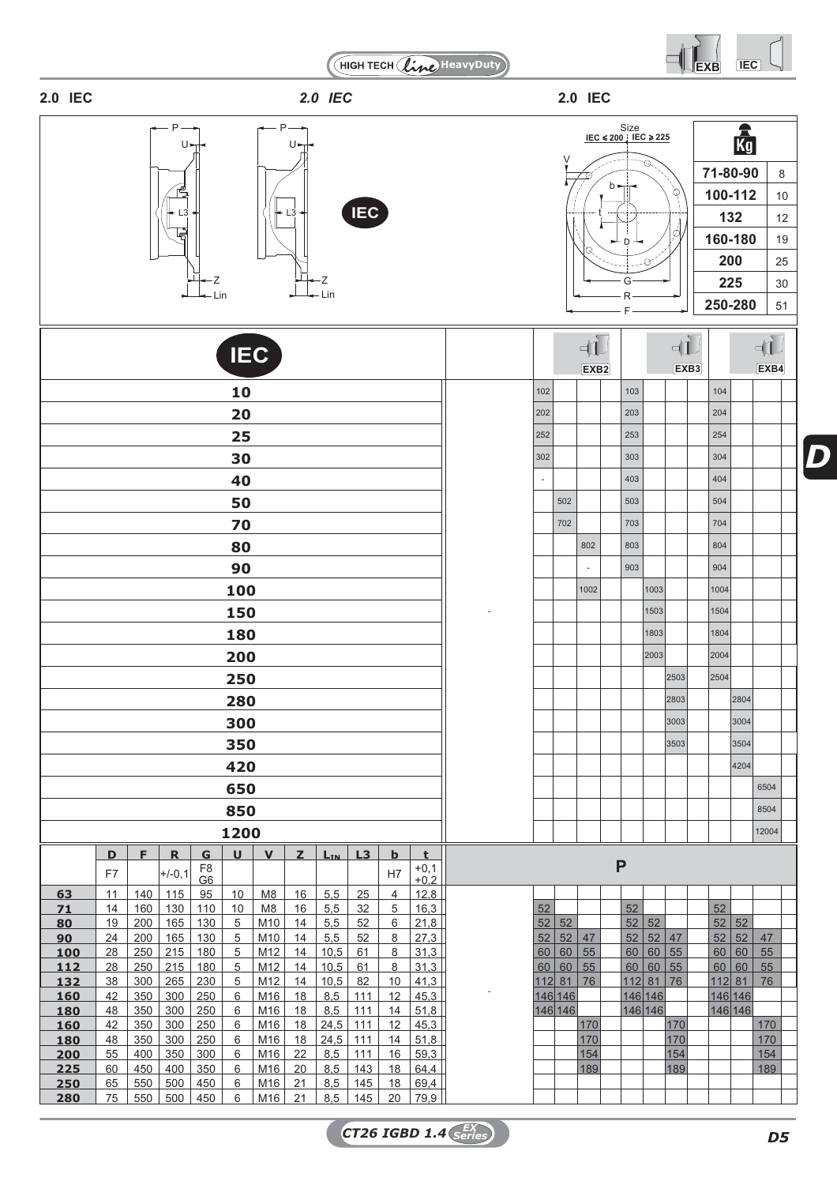## 2.0 IEC

*2.0 IEC*

**2.0 IEC**

**HIGH TECH line HeavyDuty**

| Size | Kg |
|---|---|
| 71-80-90 | 8 |
| 100-112 | 10 |
| 132 | 12 |
| 160-180 | 19 |
| 200 | 25 |
| 225 | 30 |
| 250-280 | 51 |

Size: IEC ≤ 200 ; IEC ≥ 225

| IEC | | EXB2 | | | | EXB3 | | | | EXB4 | | | |
|---|---|---|---|---|---|---|---|---|---|---|---|---|---|
| 10 | | 102 | | | | 103 | | | | 104 | | | |
| 20 | | 202 | | | | 203 | | | | 204 | | | |
| 25 | | 252 | | | | 253 | | | | 254 | | | |
| 30 | | 302 | | | | 303 | | | | 304 | | | |
| 40 | | - | | | | 403 | | | | 404 | | | |
| 50 | | | 502 | | | 503 | | | | 504 | | | |
| 70 | | | 702 | | | 703 | | | | 704 | | | |
| 80 | | | | 802 | | 803 | | | | 804 | | | |
| 90 | | | | - | | 903 | | | | 904 | | | |
| 100 | | | | 1002 | | | 1003 | | | 1004 | | | |
| 150 | - | | | | | | 1503 | | | 1504 | | | |
| 180 | | | | | | | 1803 | | | 1804 | | | |
| 200 | | | | | | | 2003 | | | 2004 | | | |
| 250 | | | | | | | | 2503 | | 2504 | | | |
| 280 | | | | | | | | 2803 | | | 2804 | | |
| 300 | | | | | | | | 3003 | | | 3004 | | |
| 350 | | | | | | | | 3503 | | | 3504 | | |
| 420 | | | | | | | | | | | 4204 | | |
| 650 | | | | | | | | | | | | 6504 | |
| 850 | | | | | | | | | | | | 8504 | |
| 1200 | | | | | | | | | | | | 12004 | |

| | D | F | R | G | U | V | Z | $L_{IN}$ | L3 | b | t | | P | | | | | | | | | | | |
|---|---|---|---|---|---|---|---|---|---|---|---|---|---|---|---|---|---|---|---|---|---|---|---|---|
| | F7 | | +/-0,1 | F8 G6 | | | | | | H7 | +0,1 +0,2 | | | | | | | | | | | | | |
| 63 | 11 | 140 | 115 | 95 | 10 | M8 | 16 | 5,5 | 25 | 4 | 12,8 | | | | | | | | | | | | | |
| 71 | 14 | 160 | 130 | 110 | 10 | M8 | 16 | 5,5 | 32 | 5 | 16,3 | | 52 | | | | 52 | | | | 52 | | | |
| 80 | 19 | 200 | 165 | 130 | 5 | M10 | 14 | 5,5 | 52 | 6 | 21,8 | | 52 | 52 | | | 52 | 52 | | | 52 | 52 | | |
| 90 | 24 | 200 | 165 | 130 | 5 | M10 | 14 | 5,5 | 52 | 8 | 27,3 | | 52 | 52 | 47 | | 52 | 52 | 47 | | 52 | 52 | 47 | |
| 100 | 28 | 250 | 215 | 180 | 5 | M12 | 14 | 10,5 | 61 | 8 | 31,3 | | 60 | 60 | 55 | | 60 | 60 | 55 | | 60 | 60 | 55 | |
| 112 | 28 | 250 | 215 | 180 | 5 | M12 | 14 | 10,5 | 61 | 8 | 31,3 | | 60 | 60 | 55 | | 60 | 60 | 55 | | 60 | 60 | 55 | |
| 132 | 38 | 300 | 265 | 230 | 5 | M12 | 14 | 10,5 | 82 | 10 | 41,3 | | 112 | 81 | 76 | | 112 | 81 | 76 | | 112 | 81 | 76 | |
| 160 | 42 | 350 | 300 | 250 | 6 | M16 | 18 | 8,5 | 111 | 12 | 45,3 | - | 146 | 146 | | | 146 | 146 | | | 146 | 146 | | |
| 180 | 48 | 350 | 300 | 250 | 6 | M16 | 18 | 8,5 | 111 | 14 | 51,8 | | 146 | 146 | | | 146 | 146 | | | 146 | 146 | | |
| 160 | 42 | 350 | 300 | 250 | 6 | M16 | 18 | 24,5 | 111 | 12 | 45,3 | | | | 170 | | | | 170 | | | | 170 | |
| 180 | 48 | 350 | 300 | 250 | 6 | M16 | 18 | 24,5 | 111 | 14 | 51,8 | | | | 170 | | | | 170 | | | | 170 | |
| 200 | 55 | 400 | 350 | 300 | 6 | M16 | 22 | 8,5 | 111 | 16 | 59,3 | | | | 154 | | | | 154 | | | | 154 | |
| 225 | 60 | 450 | 400 | 350 | 6 | M16 | 20 | 8,5 | 143 | 18 | 64,4 | | | | 189 | | | | 189 | | | | 189 | |
| 250 | 65 | 550 | 500 | 450 | 6 | M16 | 21 | 8,5 | 145 | 18 | 69,4 | | | | | | | | | | | | | |
| 280 | 75 | 550 | 500 | 450 | 6 | M16 | 21 | 8,5 | 145 | 20 | 79,9 | | | | | | | | | | | | | |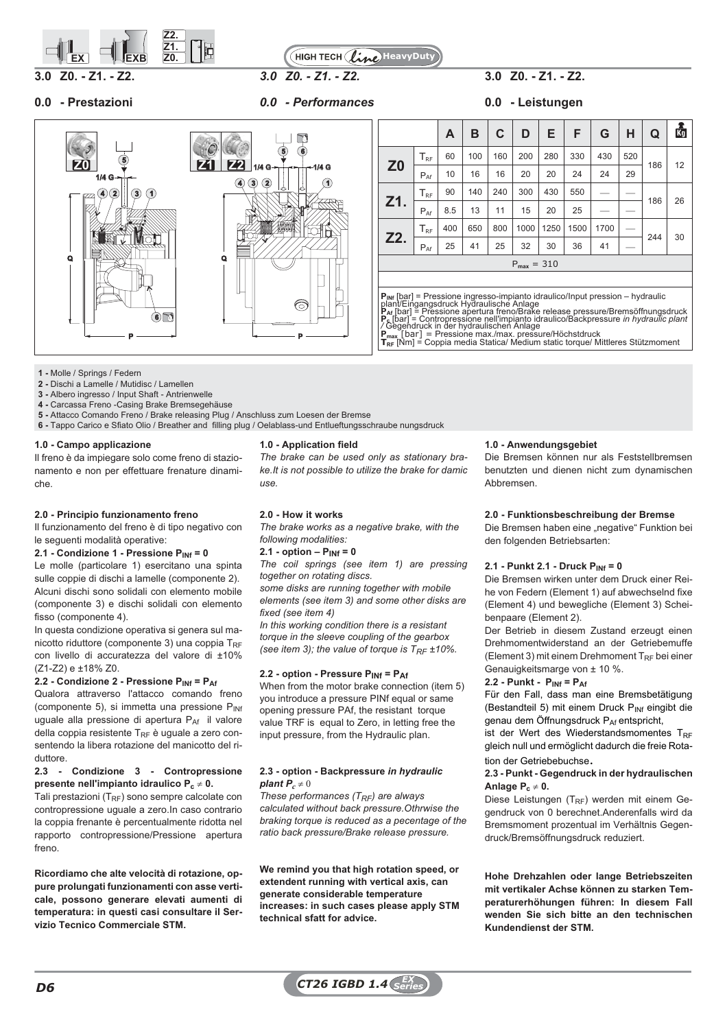## 3.0 Z0. - Z1. - Z2.

## 3.0 Z0. - Z1. - Z2.

## 3.0 Z0. - Z1. - Z2.

### 0.0 - Prestazioni

### *0.0 - Performances*

### 0.0 - Leistungen

| | | A | B | C | D | E | F | G | H | Q | Kg |
|---|---|---|---|---|---|---|---|---|---|---|---|
| **Z0** | $T_{RF}$ | 60 | 100 | 160 | 200 | 280 | 330 | 430 | 520 | 186 | 12 |
| | $P_{Af}$ | 10 | 16 | 16 | 20 | 20 | 24 | 24 | 29 | | |
| **Z1.** | $T_{RF}$ | 90 | 140 | 240 | 300 | 430 | 550 | — | — | 186 | 26 |
| | $P_{Af}$ | 8.5 | 13 | 11 | 15 | 20 | 25 | — | — | | |
| **Z2.** | $T_{RF}$ | 400 | 650 | 800 | 1000 | 1250 | 1500 | 1700 | — | 244 | 30 |
| | $P_{Af}$ | 25 | 41 | 25 | 32 | 30 | 36 | 41 | — | | |
| $P_{max}$ = 310 | | | | | | | | | | | |

**$P_{INf}$** [bar] = Pressione ingresso-impianto idraulico/Input pression – hydraulic plant/Eingangsdruck Hydraulische Anlage
**$P_{Af}$** [bar] = Pressione apertura freno/Brake release pressure/Bremsöffnungsdruck
**$P_c$** [bar] = Contropressione nell'impianto idraulico/Backpressure *in hydraulic plant* / Gegendruck in der hydraulischen Anlage
**$P_{max}$** [bar] = Pressione max./max. pressure/Höchstdruck
**$T_{RF}$** [Nm] = Coppia media Statica/ Medium static torque/ Mittleres Stützmoment

**1 -** Molle / Springs / Federn
**2 -** Dischi a Lamelle / Mutidisc / Lamellen
**3 -** Albero ingresso / Input Shaft - Antrienwelle
**4 -** Carcassa Freno -Casing Brake Bremsegehäuse
**5 -** Attacco Comando Freno / Brake releasing Plug / Anschluss zum Loesen der Bremse
**6 -** Tappo Carico e Sfiato Olio / Breather and filling plug / Oelablass-und Entlueftungsschraube nungsdruck

#### 1.0 - Campo applicazione

Il freno è da impiegare solo come freno di stazionamento e non per effettuare frenature dinamiche.

#### 2.0 - Principio funzionamento freno

Il funzionamento del freno è di tipo negativo con le seguenti modalità operative:

**2.1 - Condizione 1 - Pressione $P_{INf}$ = 0**

Le molle (particolare 1) esercitano una spinta sulle coppie di dischi a lamelle (componente 2). Alcuni dischi sono solidali con elemento mobile (componente 3) e dischi solidali con elemento fisso (componente 4).

In questa condizione operativa si genera sul manicotto riduttore (componente 3) una coppia $T_{RF}$ con livello di accuratezza del valore di ±10% (Z1-Z2) e ±18% Z0.

**2.2 - Condizione 2 - Pressione $P_{INf}$ = $P_{Af}$**

Qualora attraverso l'attacco comando freno (componente 5), si immetta una pressione $P_{INf}$ uguale alla pressione di apertura $P_{Af}$ il valore della coppia resistente $T_{RF}$ è uguale a zero consentendo la libera rotazione del manicotto del riduttore.

**2.3 - Condizione 3 - Contropressione presente nell'impianto idraulico $P_c \neq 0$.**

Tali prestazioni ($T_{RF}$) sono sempre calcolate con contropressione uguale a zero.In caso contrario la coppia frenante è percentualmente ridotta nel rapporto contropressione/Pressione apertura freno.

**Ricordiamo che alte velocità di rotazione, oppure prolungati funzionamenti con asse verticale, possono generare elevati aumenti di temperatura: in questi casi consultare il Servizio Tecnico Commerciale STM.**

#### 1.0 - Application field

*The brake can be used only as stationary brake.It is not possible to utilize the brake for damic use.*

#### 2.0 - How it works

*The brake works as a negative brake, with the following modalities:*

**2.1 - option – $P_{INf}$ = 0**

*The coil springs (see item 1) are pressing together on rotating discs.*
*some disks are running together with mobile elements (see item 3) and some other disks are fixed (see item 4)*
*In this working condition there is a resistant torque in the sleeve coupling of the gearbox (see item 3); the value of torque is $T_{RF}$ ±10%.*

**2.2 - option - Pressure $P_{INf}$ = $P_{Af}$**

When from the motor brake connection (item 5) you introduce a pressure PINf equal or same opening pressure PAf, the resistant torque value TRF is equal to Zero, in letting free the input pressure, from the Hydraulic plan.

**2.3 - option - Backpressure *in hydraulic plant $P_c \neq 0$***

*These performances ($T_{RF}$) are always calculated without back pressure.Othrwise the braking torque is reduced as a pecentage of the ratio back pressure/Brake release pressure.*

**We remind you that high rotation speed, or extendent running with vertical axis, can generate considerable temperature increases: in such cases please apply STM technical sfatt for advice.**

#### 1.0 - Anwendungsgebiet

Die Bremsen können nur als Feststellbremsen benutzten und dienen nicht zum dynamischen Abbremsen.

#### 2.0 - Funktionsbeschreibung der Bremse

Die Bremsen haben eine „negative" Funktion bei den folgenden Betriebsarten:

**2.1 - Punkt 2.1 - Druck $P_{INf}$ = 0**

Die Bremsen wirken unter dem Druck einer Reihe von Federn (Element 1) auf abwechselnd fixe (Element 4) und bewegliche (Element 3) Scheibenpaare (Element 2).

Der Betrieb in diesem Zustand erzeugt einen Drehmomentwiderstand an der Getriebemuffe (Element 3) mit einem Drehmoment $T_{RF}$ bei einer Genauigkeitsmarge von ± 10 %.

**2.2 - Punkt - $P_{INf}$ = $P_{Af}$**

Für den Fall, dass man eine Bremsbetätigung (Bestandteil 5) mit einem Druck $P_{INf}$ eingibt die genau dem Öffnungsdruck $P_{Af}$ entspricht,
ist der Wert des Wiederstandsmomentes $T_{RF}$ gleich null und ermöglicht dadurch die freie Rotation der Getriebebuchse**.**

**2.3 - Punkt - Gegendruck in der hydraulischen Anlage $P_c \neq 0$.**

Diese Leistungen ($T_{RF}$) werden mit einem Gegendruck von 0 berechnet.Anderenfalls wird da Bremsmoment prozentual im Verhältnis Gegendruck/Bremsöffnungsdruck reduziert.

**Hohe Drehzahlen oder lange Betriebszeiten mit vertikaler Achse können zu starken Temperaturerhöhungen führen: In diesem Fall wenden Sie sich bitte an den technischen Kundendienst der STM.**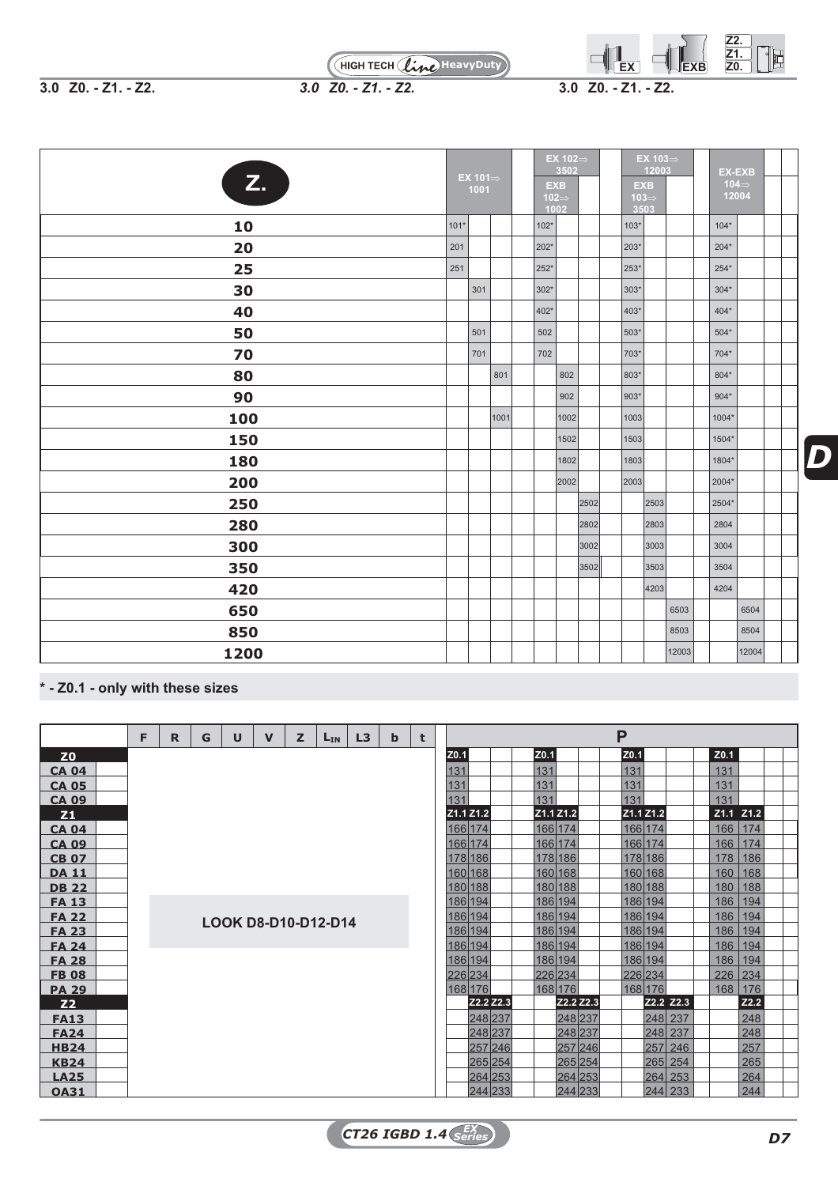### 3.0 Z0. - Z1. - Z2.

| Z. | EX 101⇒ 1001 | | | | EX 102⇒ 3502 / EXB 102⇒ 1002 | | | | EX 103⇒ 12003 / EXB 103⇒ 3503 | | | | EX-EXB 104⇒ 12004 | | | |
|---|---|---|---|---|---|---|---|---|---|---|---|---|---|---|---|---|
| 10 | 101* | | | | 102* | | | | 103* | | | | 104* | | | |
| 20 | 201 | | | | 202* | | | | 203* | | | | 204* | | | |
| 25 | 251 | | | | 252* | | | | 253* | | | | 254* | | | |
| 30 | | 301 | | | 302* | | | | 303* | | | | 304* | | | |
| 40 | | | | | 402* | | | | 403* | | | | 404* | | | |
| 50 | | 501 | | | 502 | | | | 503* | | | | 504* | | | |
| 70 | | 701 | | | 702 | | | | 703* | | | | 704* | | | |
| 80 | | | 801 | | | 802 | | | 803* | | | | 804* | | | |
| 90 | | | | | | 902 | | | 903* | | | | 904* | | | |
| 100 | | | 1001 | | | 1002 | | | 1003 | | | | 1004* | | | |
| 150 | | | | | | 1502 | | | 1503 | | | | 1504* | | | |
| 180 | | | | | | 1802 | | | 1803 | | | | 1804* | | | |
| 200 | | | | | | 2002 | | | 2003 | | | | 2004* | | | |
| 250 | | | | | | | 2502 | | | 2503 | | | 2504* | | | |
| 280 | | | | | | | 2802 | | | 2803 | | | 2804 | | | |
| 300 | | | | | | | 3002 | | | 3003 | | | 3004 | | | |
| 350 | | | | | | | 3502 | | | 3503 | | | 3504 | | | |
| 420 | | | | | | | | | | 4203 | | | 4204 | | | |
| 650 | | | | | | | | | | | 6503 | | | 6504 | | |
| 850 | | | | | | | | | | | 8503 | | | 8504 | | |
| 1200 | | | | | | | | | | | 12003 | | | 12004 | | |

**\* - Z0.1 - only with these sizes**

| | F | R | G | U | V | Z | $L_{IN}$ | L3 | b | t | P | | | | | | | | | | | | | | | |
|---|---|---|---|---|---|---|---|---|---|---|---|---|---|---|---|---|---|---|---|---|---|---|---|---|---|---|
| **Z0** | | | | | | | | | | | Z0.1 | | | | Z0.1 | | | | Z0.1 | | | | Z0.1 | | | |
| CA 04 | | | | | | | | | | | 131 | | | | 131 | | | | 131 | | | | 131 | | | |
| CA 05 | | | | | | | | | | | 131 | | | | 131 | | | | 131 | | | | 131 | | | |
| CA 09 | | | | | | | | | | | 131 | | | | 131 | | | | 131 | | | | 131 | | | |
| **Z1** | | | | | | | | | | | Z1.1 | Z1.2 | | | Z1.1 | Z1.2 | | | Z1.1 | Z1.2 | | | Z1.1 | Z1.2 | | |
| CA 04 | | | | | | | | | | | 166 | 174 | | | 166 | 174 | | | 166 | 174 | | | 166 | 174 | | |
| CA 09 | | | | | | | | | | | 166 | 174 | | | 166 | 174 | | | 166 | 174 | | | 166 | 174 | | |
| CB 07 | | | | | | | | | | | 178 | 186 | | | 178 | 186 | | | 178 | 186 | | | 178 | 186 | | |
| DA 11 | | | | | | | | | | | 160 | 168 | | | 160 | 168 | | | 160 | 168 | | | 160 | 168 | | |
| DB 22 | | | | | | | | | | | 180 | 188 | | | 180 | 188 | | | 180 | 188 | | | 180 | 188 | | |
| FA 13 | | | | | | | | | | | 186 | 194 | | | 186 | 194 | | | 186 | 194 | | | 186 | 194 | | |
| FA 22 | LOOK D8-D10-D12-D14 | | | | | | | | | | 186 | 194 | | | 186 | 194 | | | 186 | 194 | | | 186 | 194 | | |
| FA 23 | | | | | | | | | | | 186 | 194 | | | 186 | 194 | | | 186 | 194 | | | 186 | 194 | | |
| FA 24 | | | | | | | | | | | 186 | 194 | | | 186 | 194 | | | 186 | 194 | | | 186 | 194 | | |
| FA 28 | | | | | | | | | | | 186 | 194 | | | 186 | 194 | | | 186 | 194 | | | 186 | 194 | | |
| FB 08 | | | | | | | | | | | 226 | 234 | | | 226 | 234 | | | 226 | 234 | | | 226 | 234 | | |
| PA 29 | | | | | | | | | | | 168 | 176 | | | 168 | 176 | | | 168 | 176 | | | 168 | 176 | | |
| **Z2** | | | | | | | | | | | | Z2.2 | Z2.3 | | | Z2.2 | Z2.3 | | | Z2.2 | Z2.3 | | | Z2.2 | | |
| FA13 | | | | | | | | | | | | 248 | 237 | | | 248 | 237 | | | 248 | 237 | | | 248 | | |
| FA24 | | | | | | | | | | | | 248 | 237 | | | 248 | 237 | | | 248 | 237 | | | 248 | | |
| HB24 | | | | | | | | | | | | 257 | 246 | | | 257 | 246 | | | 257 | 246 | | | 257 | | |
| KB24 | | | | | | | | | | | | 265 | 254 | | | 265 | 254 | | | 265 | 254 | | | 265 | | |
| LA25 | | | | | | | | | | | | 264 | 253 | | | 264 | 253 | | | 264 | 253 | | | 264 | | |
| OA31 | | | | | | | | | | | | 244 | 233 | | | 244 | 233 | | | 244 | 233 | | | 244 | | |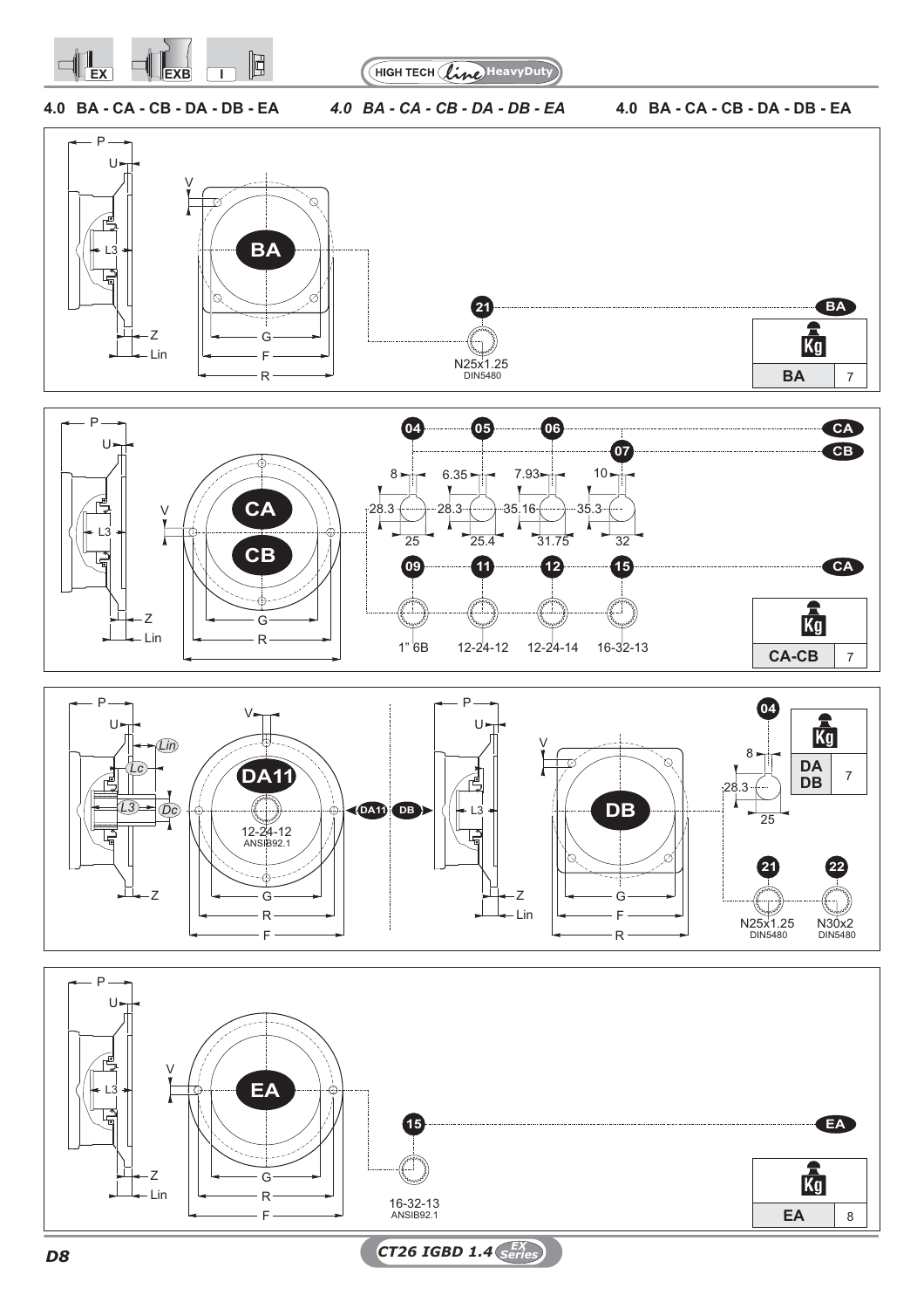## 4.0 BA - CA - CB - DA - DB - EA

*4.0 BA - CA - CB - DA - DB - EA*

4.0 BA - CA - CB - DA - DB - EA

### BA

P, U, V, L3, Z, Lin, G, F, R

21 — N25x1.25 DIN5480 — BA

| Kg | |
|---|---|
| BA | 7 |

### CA - CB

P, U, V, L3, Z, Lin, G, R

04 — 8, 28.3, 25 — CA
05 — 6.35, 28.3, 25.4 — CA
06 — 7.93, 35.16, 31.75 — CA
07 — 10, 35.3, 32 — CB

09 — 1" 6B — CA
11 — 12-24-12 — CA
12 — 12-24-14 — CA
15 — 16-32-13 — CA

| Kg | |
|---|---|
| CA-CB | 7 |

### DA11 - DB

DA11: P, U, V, Lin, Lc, L3, Dc, Z, G, R, F — 12-24-12 ANSIB92.1

DB: P, U, V, L3, Z, Lin, G, F, R

04 — 8, 28.3, 25

21 — N25x1.25 DIN5480

22 — N30x2 DIN5480

| Kg | |
|---|---|
| DA DB | 7 |

### EA

P, U, V, L3, Z, Lin, G, R, F

15 — 16-32-13 ANSIB92.1 — EA

| Kg | |
|---|---|
| EA | 8 |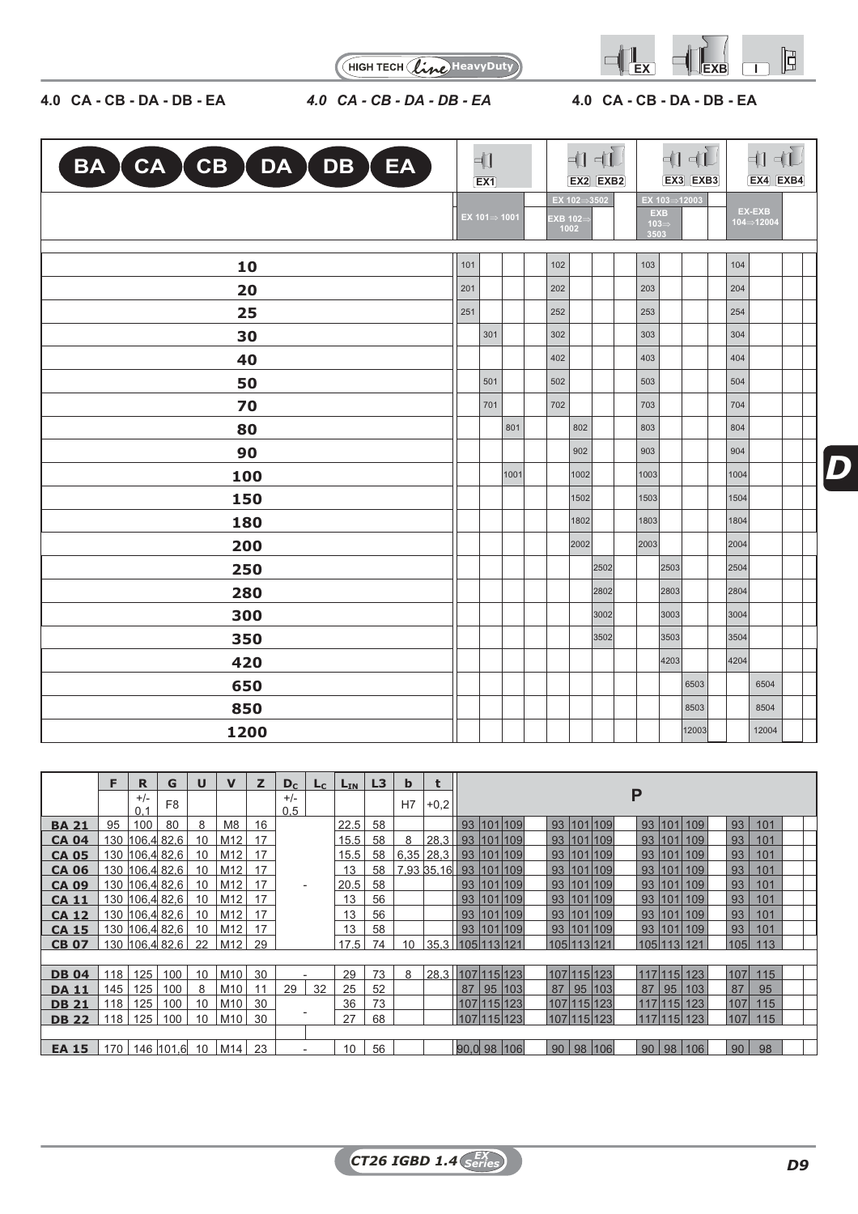## 4.0 CA - CB - DA - DB - EA

| BA CA CB DA DB EA | EX1 | | | | EX2 | EXB2 | | | EX3 | EXB3 | | | EX4 | EXB4 | |
|---|---|---|---|---|---|---|---|---|---|---|---|---|---|---|---|
| | EX 101⇒ 1001 | | | | EX 102⇒3502 / EXB 102⇒ 1002 | | | | EX 103⇒12003 / EXB 103⇒ 3503 | | | | EX-EXB 104⇒12004 | | |
| 10 | 101 | | | | 102 | | | | 103 | | | | 104 | | |
| 20 | 201 | | | | 202 | | | | 203 | | | | 204 | | |
| 25 | 251 | | | | 252 | | | | 253 | | | | 254 | | |
| 30 | | 301 | | | 302 | | | | 303 | | | | 304 | | |
| 40 | | | | | 402 | | | | 403 | | | | 404 | | |
| 50 | | 501 | | | 502 | | | | 503 | | | | 504 | | |
| 70 | | 701 | | | 702 | | | | 703 | | | | 704 | | |
| 80 | | | 801 | | | 802 | | | 803 | | | | 804 | | |
| 90 | | | | | | 902 | | | 903 | | | | 904 | | |
| 100 | | | 1001 | | | 1002 | | | 1003 | | | | 1004 | | |
| 150 | | | | | | 1502 | | | 1503 | | | | 1504 | | |
| 180 | | | | | | 1802 | | | 1803 | | | | 1804 | | |
| 200 | | | | | | 2002 | | | 2003 | | | | 2004 | | |
| 250 | | | | | | | 2502 | | | 2503 | | | 2504 | | |
| 280 | | | | | | | 2802 | | | 2803 | | | 2804 | | |
| 300 | | | | | | | 3002 | | | 3003 | | | 3004 | | |
| 350 | | | | | | | 3502 | | | 3503 | | | 3504 | | |
| 420 | | | | | | | | | | 4203 | | | 4204 | | |
| 650 | | | | | | | | | | | 6503 | | | 6504 | |
| 850 | | | | | | | | | | | 8503 | | | 8504 | |
| 1200 | | | | | | | | | | | 12003 | | | 12004 | |

| | F | R | G | U | V | Z | $D_C$ | $L_C$ | $L_{IN}$ | L3 | b | t | P | | | | P | | | | P | | | | P | | |
|---|---|---|---|---|---|---|---|---|---|---|---|---|---|---|---|---|---|---|---|---|---|---|---|---|---|---|---|
| | | +/- 0,1 | F8 | | | | +/- 0,5 | | | | H7 | +0,2 | | | | | | | | | | | | | | | |
| **BA 21** | 95 | 100 | 80 | 8 | M8 | 16 | | | 22,5 | 58 | | | 93 | 101 | 109 | | 93 | 101 | 109 | | 93 | 101 | 109 | | 93 | 101 | |
| **CA 04** | 130 | 106,4 | 82,6 | 10 | M12 | 17 | | | 15,5 | 58 | 8 | 28,3 | 93 | 101 | 109 | | 93 | 101 | 109 | | 93 | 101 | 109 | | 93 | 101 | |
| **CA 05** | 130 | 106,4 | 82,6 | 10 | M12 | 17 | | | 15,5 | 58 | 6,35 | 28,3 | 93 | 101 | 109 | | 93 | 101 | 109 | | 93 | 101 | 109 | | 93 | 101 | |
| **CA 06** | 130 | 106,4 | 82,6 | 10 | M12 | 17 | | | 13 | 58 | 7,93 | 35,16 | 93 | 101 | 109 | | 93 | 101 | 109 | | 93 | 101 | 109 | | 93 | 101 | |
| **CA 09** | 130 | 106,4 | 82,6 | 10 | M12 | 17 | - | | 20,5 | 58 | | | 93 | 101 | 109 | | 93 | 101 | 109 | | 93 | 101 | 109 | | 93 | 101 | |
| **CA 11** | 130 | 106,4 | 82,6 | 10 | M12 | 17 | | | 13 | 56 | | | 93 | 101 | 109 | | 93 | 101 | 109 | | 93 | 101 | 109 | | 93 | 101 | |
| **CA 12** | 130 | 106,4 | 82,6 | 10 | M12 | 17 | | | 13 | 56 | | | 93 | 101 | 109 | | 93 | 101 | 109 | | 93 | 101 | 109 | | 93 | 101 | |
| **CA 15** | 130 | 106,4 | 82,6 | 10 | M12 | 17 | | | 13 | 58 | | | 93 | 101 | 109 | | 93 | 101 | 109 | | 93 | 101 | 109 | | 93 | 101 | |
| **CB 07** | 130 | 106,4 | 82,6 | 22 | M12 | 29 | | | 17,5 | 74 | 10 | 35,3 | 105 | 113 | 121 | | 105 | 113 | 121 | | 105 | 113 | 121 | | 105 | 113 | |
| | | | | | | | | | | | | | | | | | | | | | | | | | | | |
| **DB 04** | 118 | 125 | 100 | 10 | M10 | 30 | - | | 29 | 73 | 8 | 28,3 | 107 | 115 | 123 | | 107 | 115 | 123 | | 117 | 115 | 123 | | 107 | 115 | |
| **DA 11** | 145 | 125 | 100 | 8 | M10 | 11 | 29 | 32 | 25 | 52 | | | 87 | 95 | 103 | | 87 | 95 | 103 | | 87 | 95 | 103 | | 87 | 95 | |
| **DB 21** | 118 | 125 | 100 | 10 | M10 | 30 | - | | 36 | 73 | | | 107 | 115 | 123 | | 107 | 115 | 123 | | 117 | 115 | 123 | | 107 | 115 | |
| **DB 22** | 118 | 125 | 100 | 10 | M10 | 30 | | | 27 | 68 | | | 107 | 115 | 123 | | 107 | 115 | 123 | | 117 | 115 | 123 | | 107 | 115 | |
| | | | | | | | | | | | | | | | | | | | | | | | | | | | |
| **EA 15** | 170 | 146 | 101,6 | 10 | M14 | 23 | - | | 10 | 56 | | | 90,0 | 98 | 106 | | 90 | 98 | 106 | | 90 | 98 | 106 | | 90 | 98 | |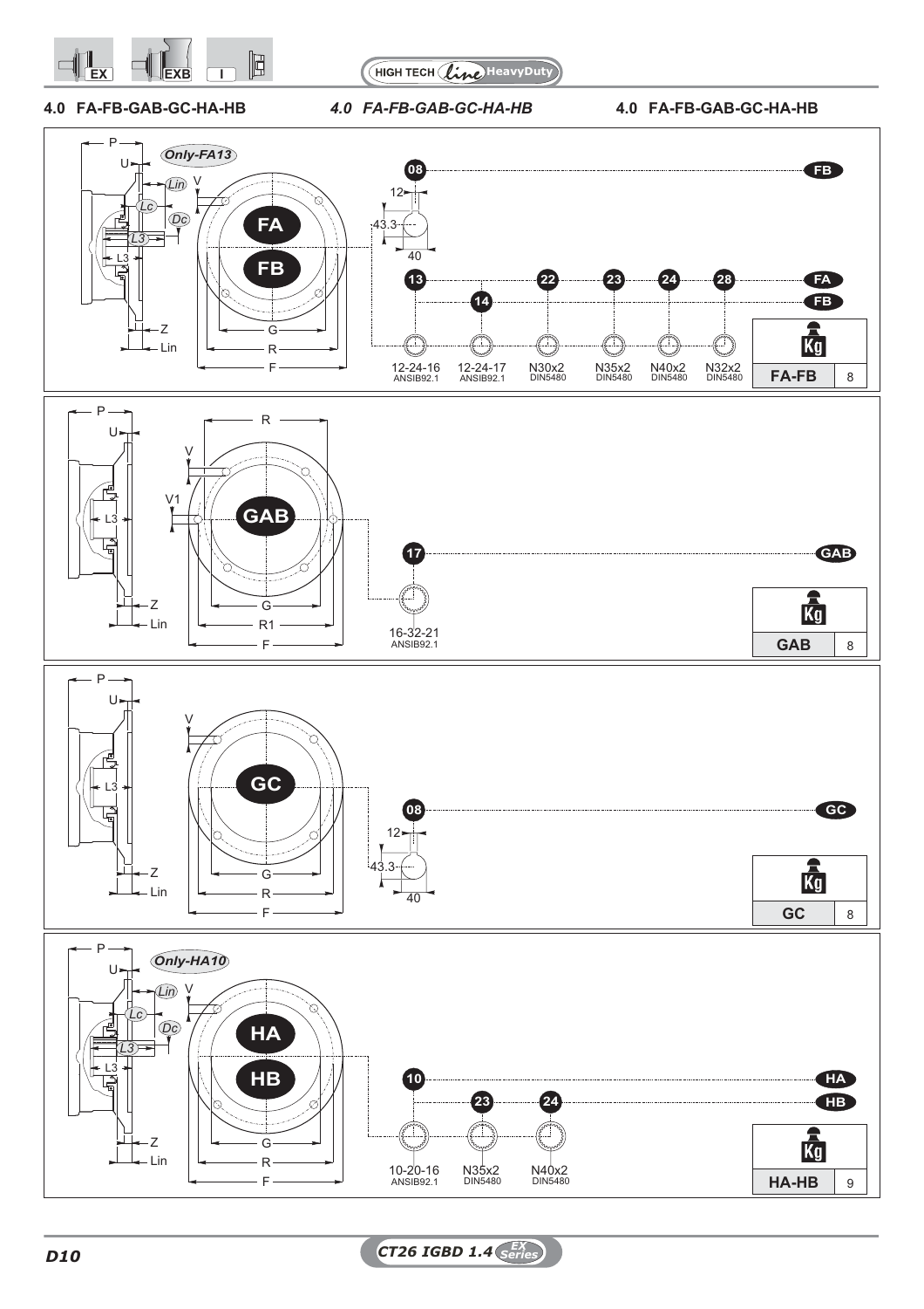## 4.0 FA-FB-GAB-GC-HA-HB

*Only-FA13*

P, U, Lin, V, Lc, Dc, L3, Z, G, R, F

**FA** **FB**

08 — FB

12, 43.3, 40

13 — 22 — 23 — 24 — 28 — FA

14 — FB

| 13 | 14 | 22 | 23 | 24 | 28 |
|---|---|---|---|---|---|
| 12-24-16 ANSIB92.1 | 12-24-17 ANSIB92.1 | N30x2 DIN5480 | N35x2 DIN5480 | N40x2 DIN5480 | N32x2 DIN5480 |

| Kg | |
|---|---|
| FA-FB | 8 |

P, U, R, V, V1, L3, Z, Lin, G, R1, F

**GAB**

17 — GAB

16-32-21 ANSIB92.1

| Kg | |
|---|---|
| GAB | 8 |

P, U, V, L3, Z, Lin, G, R, F

**GC**

08 — GC

12, 43.3, 40

| Kg | |
|---|---|
| GC | 8 |

*Only-HA10*

P, U, Lin, V, Lc, Dc, L3, Z, G, R, F

**HA** **HB**

10 — HA

23 — 24 — HB

| 10 | 23 | 24 |
|---|---|---|
| 10-20-16 ANSIB92.1 | N35x2 DIN5480 | N40x2 DIN5480 |

| Kg | |
|---|---|
| HA-HB | 9 |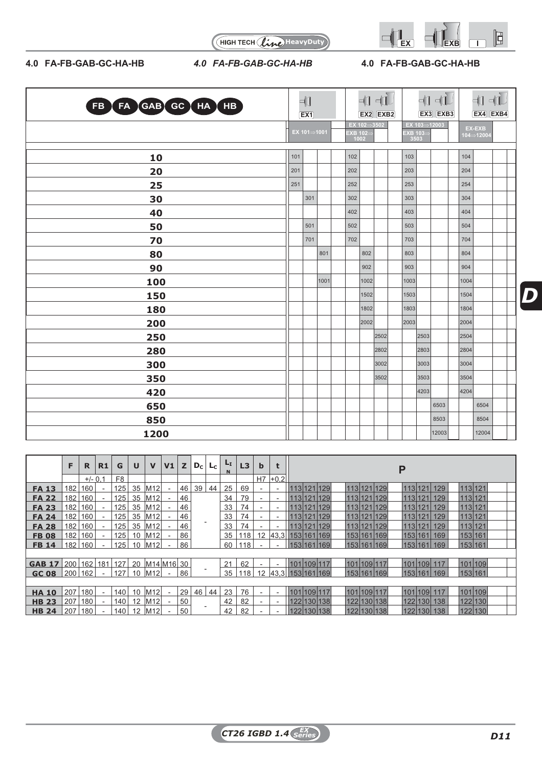## 4.0 FA-FB-GAB-GC-HA-HB

*4.0 FA-FB-GAB-GC-HA-HB*

**4.0 FA-FB-GAB-GC-HA-HB**

| FB FA GAB GC HA HB | EX1 | | | | EX2 | EXB2 | | | EX3 | EXB3 | | | EX4 | EXB4 | |
|---|---|---|---|---|---|---|---|---|---|---|---|---|---|---|---|
| | EX 101⇒1001 | | | | EX 102⇒3502 EXB 102⇒1002 | | | | EX 103⇒12003 EXB 103⇒3503 | | | | EX-EXB 104⇒12004 | | |
| **10** | 101 | | | | 102 | | | | 103 | | | | 104 | | |
| **20** | 201 | | | | 202 | | | | 203 | | | | 204 | | |
| **25** | 251 | | | | 252 | | | | 253 | | | | 254 | | |
| **30** | | 301 | | | 302 | | | | 303 | | | | 304 | | |
| **40** | | | | | 402 | | | | 403 | | | | 404 | | |
| **50** | | 501 | | | 502 | | | | 503 | | | | 504 | | |
| **70** | | 701 | | | 702 | | | | 703 | | | | 704 | | |
| **80** | | | 801 | | | 802 | | | 803 | | | | 804 | | |
| **90** | | | | | | 902 | | | 903 | | | | 904 | | |
| **100** | | | 1001 | | | 1002 | | | 1003 | | | | 1004 | | |
| **150** | | | | | | 1502 | | | 1503 | | | | 1504 | | |
| **180** | | | | | | 1802 | | | 1803 | | | | 1804 | | |
| **200** | | | | | | 2002 | | | 2003 | | | | 2004 | | |
| **250** | | | | | | | 2502 | | | 2503 | | | 2504 | | |
| **280** | | | | | | | 2802 | | | 2803 | | | 2804 | | |
| **300** | | | | | | | 3002 | | | 3003 | | | 3004 | | |
| **350** | | | | | | | 3502 | | | 3503 | | | 3504 | | |
| **420** | | | | | | | | | | 4203 | | | 4204 | | |
| **650** | | | | | | | | | | | 6503 | | | 6504 | |
| **850** | | | | | | | | | | | 8503 | | | 8504 | |
| **1200** | | | | | | | | | | | 12003 | | | 12004 | |

| | F | R | R1 | G | U | V | V1 | Z | $D_C$ | $L_C$ | $L_{IN}$ | L3 | b | t | P | | | | | | | | | | | |
|---|---|---|---|---|---|---|---|---|---|---|---|---|---|---|---|---|---|---|---|---|---|---|---|---|---|---|
| | | +/- 0,1 | | F8 | | | | | | | | | H7 | +0,2 | | | | | | | | | | | | |
| **FA 13** | 182 | 160 | - | 125 | 35 | M12 | - | 46 | 39 | 44 | 25 | 69 | - | - | 113 | 121 | 129 | 113 | 121 | 129 | 113 | 121 | 129 | 113 | 121 | |
| **FA 22** | 182 | 160 | - | 125 | 35 | M12 | - | 46 | - | | 34 | 79 | - | - | 113 | 121 | 129 | 113 | 121 | 129 | 113 | 121 | 129 | 113 | 121 | |
| **FA 23** | 182 | 160 | - | 125 | 35 | M12 | - | 46 | | | 33 | 74 | - | - | 113 | 121 | 129 | 113 | 121 | 129 | 113 | 121 | 129 | 113 | 121 | |
| **FA 24** | 182 | 160 | - | 125 | 35 | M12 | - | 46 | | | 33 | 74 | - | - | 113 | 121 | 129 | 113 | 121 | 129 | 113 | 121 | 129 | 113 | 121 | |
| **FA 28** | 182 | 160 | - | 125 | 35 | M12 | - | 46 | | | 33 | 74 | - | - | 113 | 121 | 129 | 113 | 121 | 129 | 113 | 121 | 129 | 113 | 121 | |
| **FB 08** | 182 | 160 | - | 125 | 10 | M12 | - | 86 | | | 35 | 118 | 12 | 43,3 | 153 | 161 | 169 | 153 | 161 | 169 | 153 | 161 | 169 | 153 | 161 | |
| **FB 14** | 182 | 160 | - | 125 | 10 | M12 | - | 86 | | | 60 | 118 | - | - | 153 | 161 | 169 | 153 | 161 | 169 | 153 | 161 | 169 | 153 | 161 | |
| | | | | | | | | | | | | | | | | | | | | | | | | | | |
| **GAB 17** | 200 | 162 | 181 | 127 | 20 | M14 | M16 | 30 | - | | 21 | 62 | - | - | 101 | 109 | 117 | 101 | 109 | 117 | 101 | 109 | 117 | 101 | 109 | |
| **GC 08** | 200 | 162 | - | 127 | 10 | M12 | - | 86 | | | 35 | 118 | 12 | 43,3 | 153 | 161 | 169 | 153 | 161 | 169 | 153 | 161 | 169 | 153 | 161 | |
| | | | | | | | | | | | | | | | | | | | | | | | | | | |
| **HA 10** | 207 | 180 | - | 140 | 10 | M12 | - | 29 | 46 | 44 | 23 | 76 | - | - | 101 | 109 | 117 | 101 | 109 | 117 | 101 | 109 | 117 | 101 | 109 | |
| **HB 23** | 207 | 180 | - | 140 | 12 | M12 | - | 50 | - | | 42 | 82 | - | - | 122 | 130 | 138 | 122 | 130 | 138 | 122 | 130 | 138 | 122 | 130 | |
| **HB 24** | 207 | 180 | - | 140 | 12 | M12 | - | 50 | | | 42 | 82 | - | - | 122 | 130 | 138 | 122 | 130 | 138 | 122 | 130 | 138 | 122 | 130 | |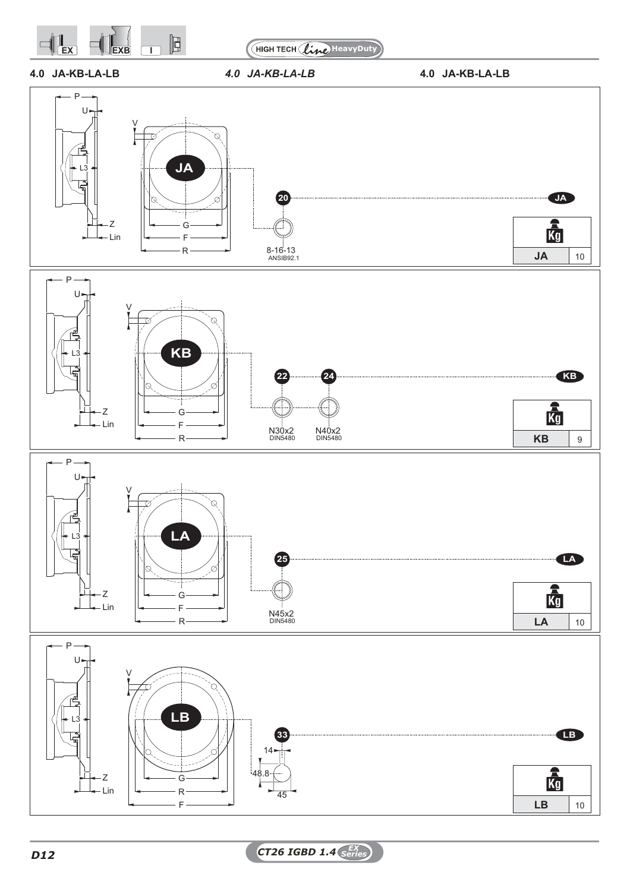## 4.0 JA-KB-LA-LB

*4.0 JA-KB-LA-LB*

4.0 JA-KB-LA-LB

P U V L3 Z Lin G F R

**JA**

20 — JA

8-16-13
ANSIB92.1

| Kg | |
|---|---|
| JA | 10 |

P U V L3 Z Lin G F R

**KB**

22 — 24 — KB

N30x2
DIN5480

N40x2
DIN5480

| Kg | |
|---|---|
| KB | 9 |

P U V L3 Z Lin G F R

**LA**

25 — LA

N45x2
DIN5480

| Kg | |
|---|---|
| LA | 10 |

P U V L3 Z Lin G R F

**LB**

33 — LB

14
48.8
45

| Kg | |
|---|---|
| LB | 10 |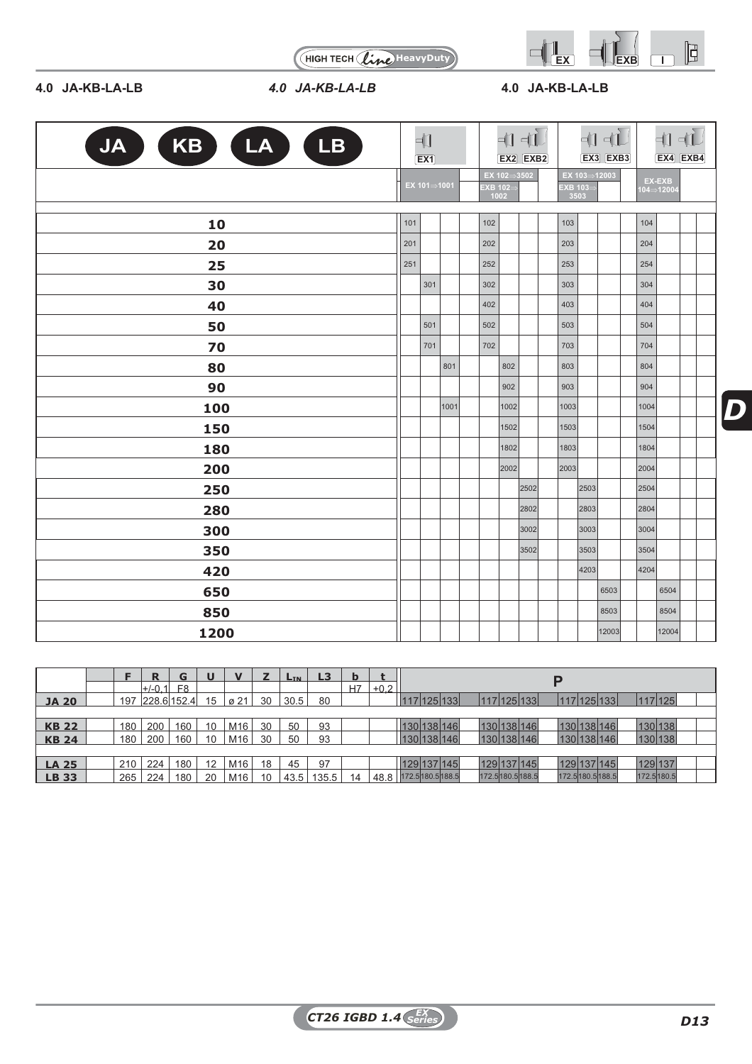## 4.0 JA-KB-LA-LB

*4.0 JA-KB-LA-LB*

**4.0 JA-KB-LA-LB**

| JA KB LA LB | EX1 | | | | EX2 EXB2 | | | | EX3 EXB3 | | | | EX4 EXB4 | | | |
|---|---|---|---|---|---|---|---|---|---|---|---|---|---|---|---|---|
| | EX 101⇒1001 | | | | EX 102⇒3502 EXB 102⇒1002 | | | | EX 103⇒12003 EXB 103⇒3503 | | | | EX-EXB 104⇒12004 | | | |
| **10** | 101 | | | | 102 | | | | 103 | | | | 104 | | | |
| **20** | 201 | | | | 202 | | | | 203 | | | | 204 | | | |
| **25** | 251 | | | | 252 | | | | 253 | | | | 254 | | | |
| **30** | | 301 | | | 302 | | | | 303 | | | | 304 | | | |
| **40** | | | | | 402 | | | | 403 | | | | 404 | | | |
| **50** | | 501 | | | 502 | | | | 503 | | | | 504 | | | |
| **70** | | 701 | | | 702 | | | | 703 | | | | 704 | | | |
| **80** | | | 801 | | | 802 | | | 803 | | | | 804 | | | |
| **90** | | | | | | 902 | | | 903 | | | | 904 | | | |
| **100** | | | 1001 | | | 1002 | | | 1003 | | | | 1004 | | | |
| **150** | | | | | | 1502 | | | 1503 | | | | 1504 | | | |
| **180** | | | | | | 1802 | | | 1803 | | | | 1804 | | | |
| **200** | | | | | | 2002 | | | 2003 | | | | 2004 | | | |
| **250** | | | | | | | 2502 | | | 2503 | | | 2504 | | | |
| **280** | | | | | | | 2802 | | | 2803 | | | 2804 | | | |
| **300** | | | | | | | 3002 | | | 3003 | | | 3004 | | | |
| **350** | | | | | | | 3502 | | | 3503 | | | 3504 | | | |
| **420** | | | | | | | | | | 4203 | | | 4204 | | | |
| **650** | | | | | | | | | | | 6503 | | | 6504 | | |
| **850** | | | | | | | | | | | 8503 | | | 8504 | | |
| **1200** | | | | | | | | | | | 12003 | | | 12004 | | |

| | F | R | G | U | V | Z | $L_{IN}$ | L3 | b | t | P | | | | | | | | | | | |
|---|---|---|---|---|---|---|---|---|---|---|---|---|---|---|---|---|---|---|---|---|---|---|
| | | +/-0,1 | F8 | | | | | | H7 | +0,2 | | | | | | | | | | | | |
| **JA 20** | 197 | 228.6 | 152.4 | 15 | ø 21 | 30 | 30.5 | 80 | | | 117 | 125 | 133 | 117 | 125 | 133 | 117 | 125 | 133 | 117 | 125 | |
| **KB 22** | 180 | 200 | 160 | 10 | M16 | 30 | 50 | 93 | | | 130 | 138 | 146 | 130 | 138 | 146 | 130 | 138 | 146 | 130 | 138 | |
| **KB 24** | 180 | 200 | 160 | 10 | M16 | 30 | 50 | 93 | | | 130 | 138 | 146 | 130 | 138 | 146 | 130 | 138 | 146 | 130 | 138 | |
| **LA 25** | 210 | 224 | 180 | 12 | M16 | 18 | 45 | 97 | | | 129 | 137 | 145 | 129 | 137 | 145 | 129 | 137 | 145 | 129 | 137 | |
| **LB 33** | 265 | 224 | 180 | 20 | M16 | 10 | 43.5 | 135.5 | 14 | 48.8 | 172.5 | 180.5 | 188.5 | 172.5 | 180.5 | 188.5 | 172.5 | 180.5 | 188.5 | 172.5 | 180.5 | |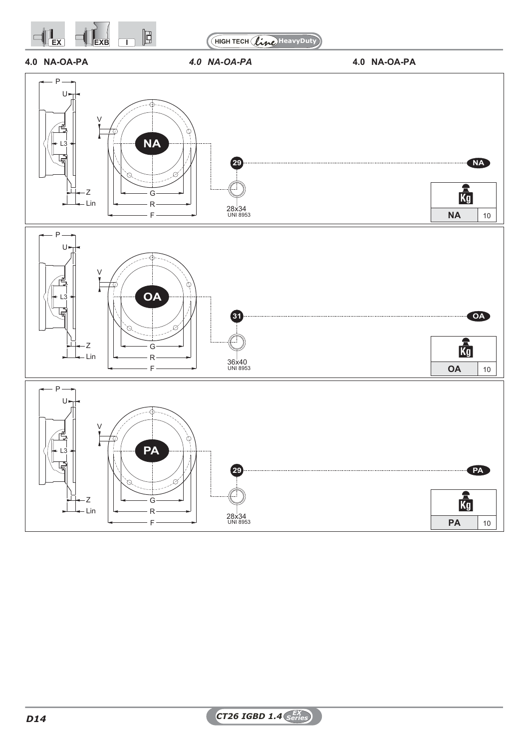## 4.0 NA-OA-PA

*4.0 NA-OA-PA*

**4.0 NA-OA-PA**

P
U
V
L3
Z
Lin
G
R
F

**NA**

29

28x34
UNI 8953

| Kg | |
|---|---|
| NA | 10 |

P
U
V
L3
Z
Lin
G
R
F

**OA**

31

36x40
UNI 8953

| Kg | |
|---|---|
| OA | 10 |

P
U
V
L3
Z
Lin
G
R
F

**PA**

29

28x34
UNI 8953

| Kg | |
|---|---|
| PA | 10 |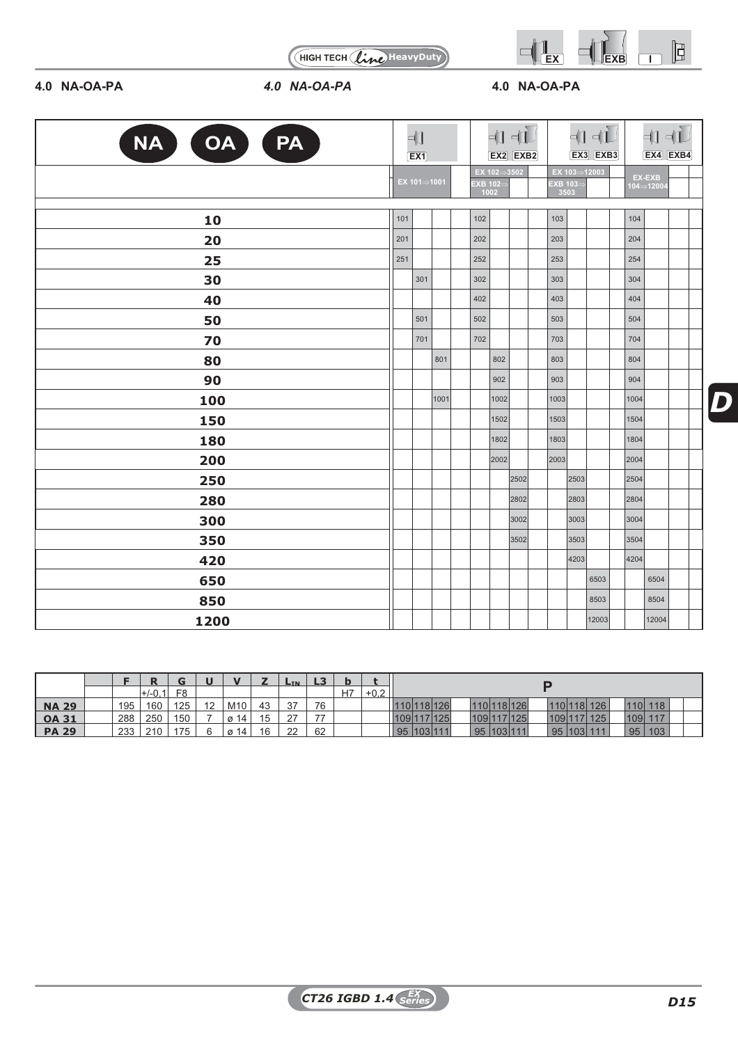## 4.0 NA-OA-PA

*4.0 NA-OA-PA*

**4.0 NA-OA-PA**

| NA OA PA | EX1 | | | | EX2 EXB2 | | | | EX3 EXB3 | | | | EX4 EXB4 | | | |
|---|---|---|---|---|---|---|---|---|---|---|---|---|---|---|---|---|
| | EX 101⇒1001 | | | | EX 102⇒3502 EXB 102⇒1002 | | | | EX 103⇒12003 EXB 103⇒3503 | | | | EX-EXB 104⇒12004 | | | |
| **10** | 101 | | | | 102 | | | | 103 | | | | 104 | | | |
| **20** | 201 | | | | 202 | | | | 203 | | | | 204 | | | |
| **25** | 251 | | | | 252 | | | | 253 | | | | 254 | | | |
| **30** | | 301 | | | 302 | | | | 303 | | | | 304 | | | |
| **40** | | | | | 402 | | | | 403 | | | | 404 | | | |
| **50** | | 501 | | | 502 | | | | 503 | | | | 504 | | | |
| **70** | | 701 | | | 702 | | | | 703 | | | | 704 | | | |
| **80** | | | 801 | | | 802 | | | 803 | | | | 804 | | | |
| **90** | | | | | | 902 | | | 903 | | | | 904 | | | |
| **100** | | | 1001 | | | 1002 | | | 1003 | | | | 1004 | | | |
| **150** | | | | | | 1502 | | | 1503 | | | | 1504 | | | |
| **180** | | | | | | 1802 | | | 1803 | | | | 1804 | | | |
| **200** | | | | | | 2002 | | | 2003 | | | | 2004 | | | |
| **250** | | | | | | | 2502 | | | 2503 | | | 2504 | | | |
| **280** | | | | | | | 2802 | | | 2803 | | | 2804 | | | |
| **300** | | | | | | | 3002 | | | 3003 | | | 3004 | | | |
| **350** | | | | | | | 3502 | | | 3503 | | | 3504 | | | |
| **420** | | | | | | | | | | 4203 | | | 4204 | | | |
| **650** | | | | | | | | | | | 6503 | | | 6504 | | |
| **850** | | | | | | | | | | | 8503 | | | 8504 | | |
| **1200** | | | | | | | | | | | 12003 | | | 12004 | | |

| | | F | R | G | U | V | Z | $L_{TN}$ | L3 | b | t | P | | | | | | | | | | | | | | | |
|---|---|---|---|---|---|---|---|---|---|---|---|---|---|---|---|---|---|---|---|---|---|---|---|---|---|---|---|
| | | | +/-0,1 | F8 | | | | | | H7 | +0,2 | | | | | | | | | | | | | | | | |
| **NA 29** | | 195 | 160 | 125 | 12 | M10 | 43 | 37 | 76 | | | 110 | 118 | 126 | | 110 | 118 | 126 | | 110 | 118 | 126 | | 110 | 118 | | |
| **OA 31** | | 288 | 250 | 150 | 7 | ø 14 | 15 | 27 | 77 | | | 109 | 117 | 125 | | 109 | 117 | 125 | | 109 | 117 | 125 | | 109 | 117 | | |
| **PA 29** | | 233 | 210 | 175 | 6 | ø 14 | 16 | 22 | 62 | | | 95 | 103 | 111 | | 95 | 103 | 111 | | 95 | 103 | 111 | | 95 | 103 | | |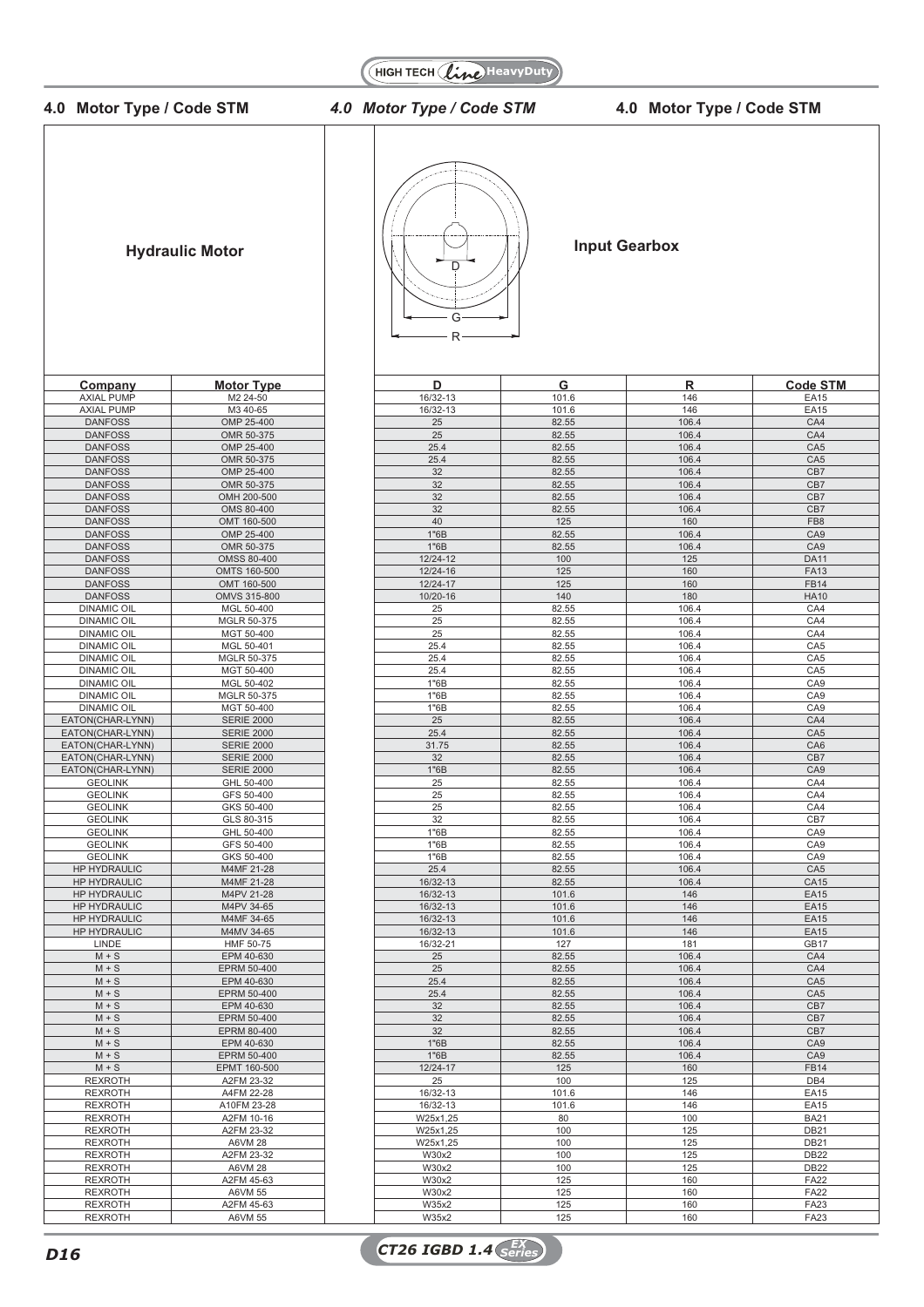## 4.0 Motor Type / Code STM

*4.0 Motor Type / Code STM*

4.0 Motor Type / Code STM

**Hydraulic Motor**

**Input Gearbox**

D
G
R

| Company | Motor Type | D | G | R | Code STM |
|---|---|---|---|---|---|
| AXIAL PUMP | M2 24-50 | 16/32-13 | 101.6 | 146 | EA15 |
| AXIAL PUMP | M3 40-65 | 16/32-13 | 101.6 | 146 | EA15 |
| DANFOSS | OMP 25-400 | 25 | 82.55 | 106.4 | CA4 |
| DANFOSS | OMR 50-375 | 25 | 82.55 | 106.4 | CA4 |
| DANFOSS | OMP 25-400 | 25.4 | 82.55 | 106.4 | CA5 |
| DANFOSS | OMR 50-375 | 25.4 | 82.55 | 106.4 | CA5 |
| DANFOSS | OMP 25-400 | 32 | 82.55 | 106.4 | CB7 |
| DANFOSS | OMR 50-375 | 32 | 82.55 | 106.4 | CB7 |
| DANFOSS | OMH 200-500 | 32 | 82.55 | 106.4 | CB7 |
| DANFOSS | OMS 80-400 | 32 | 82.55 | 106.4 | CB7 |
| DANFOSS | OMT 160-500 | 40 | 125 | 160 | FB8 |
| DANFOSS | OMP 25-400 | 1"6B | 82.55 | 106.4 | CA9 |
| DANFOSS | OMR 50-375 | 1"6B | 82.55 | 106.4 | CA9 |
| DANFOSS | OMSS 80-400 | 12/24-12 | 100 | 125 | DA11 |
| DANFOSS | OMTS 160-500 | 12/24-16 | 125 | 160 | FA13 |
| DANFOSS | OMT 160-500 | 12/24-17 | 125 | 160 | FB14 |
| DANFOSS | OMVS 315-800 | 10/20-16 | 140 | 180 | HA10 |
| DINAMIC OIL | MGL 50-400 | 25 | 82.55 | 106.4 | CA4 |
| DINAMIC OIL | MGLR 50-375 | 25 | 82.55 | 106.4 | CA4 |
| DINAMIC OIL | MGT 50-400 | 25 | 82.55 | 106.4 | CA4 |
| DINAMIC OIL | MGL 50-401 | 25.4 | 82.55 | 106.4 | CA5 |
| DINAMIC OIL | MGLR 50-375 | 25.4 | 82.55 | 106.4 | CA5 |
| DINAMIC OIL | MGT 50-400 | 25.4 | 82.55 | 106.4 | CA5 |
| DINAMIC OIL | MGL 50-402 | 1"6B | 82.55 | 106.4 | CA9 |
| DINAMIC OIL | MGLR 50-375 | 1"6B | 82.55 | 106.4 | CA9 |
| DINAMIC OIL | MGT 50-400 | 1"6B | 82.55 | 106.4 | CA9 |
| EATON(CHAR-LYNN) | SERIE 2000 | 25 | 82.55 | 106.4 | CA4 |
| EATON(CHAR-LYNN) | SERIE 2000 | 25.4 | 82.55 | 106.4 | CA5 |
| EATON(CHAR-LYNN) | SERIE 2000 | 31.75 | 82.55 | 106.4 | CA6 |
| EATON(CHAR-LYNN) | SERIE 2000 | 32 | 82.55 | 106.4 | CB7 |
| EATON(CHAR-LYNN) | SERIE 2000 | 1"6B | 82.55 | 106.4 | CA9 |
| GEOLINK | GHL 50-400 | 25 | 82.55 | 106.4 | CA4 |
| GEOLINK | GFS 50-400 | 25 | 82.55 | 106.4 | CA4 |
| GEOLINK | GKS 50-400 | 25 | 82.55 | 106.4 | CA4 |
| GEOLINK | GLS 80-315 | 32 | 82.55 | 106.4 | CB7 |
| GEOLINK | GHL 50-400 | 1"6B | 82.55 | 106.4 | CA9 |
| GEOLINK | GFS 50-400 | 1"6B | 82.55 | 106.4 | CA9 |
| GEOLINK | GKS 50-400 | 1"6B | 82.55 | 106.4 | CA9 |
| HP HYDRAULIC | M4MF 21-28 | 25.4 | 82.55 | 106.4 | CA5 |
| HP HYDRAULIC | M4MF 21-28 | 16/32-13 | 82.55 | 106.4 | CA15 |
| HP HYDRAULIC | M4PV 21-28 | 16/32-13 | 101.6 | 146 | EA15 |
| HP HYDRAULIC | M4PV 34-65 | 16/32-13 | 101.6 | 146 | EA15 |
| HP HYDRAULIC | M4MF 34-65 | 16/32-13 | 101.6 | 146 | EA15 |
| HP HYDRAULIC | M4MV 34-65 | 16/32-13 | 101.6 | 146 | EA15 |
| LINDE | HMF 50-75 | 16/32-21 | 127 | 181 | GB17 |
| M + S | EPM 40-630 | 25 | 82.55 | 106.4 | CA4 |
| M + S | EPRM 50-400 | 25 | 82.55 | 106.4 | CA4 |
| M + S | EPM 40-630 | 25.4 | 82.55 | 106.4 | CA5 |
| M + S | EPRM 50-400 | 25.4 | 82.55 | 106.4 | CA5 |
| M + S | EPM 40-630 | 32 | 82.55 | 106.4 | CB7 |
| M + S | EPRM 50-400 | 32 | 82.55 | 106.4 | CB7 |
| M + S | EPRM 80-400 | 32 | 82.55 | 106.4 | CB7 |
| M + S | EPM 40-630 | 1"6B | 82.55 | 106.4 | CA9 |
| M + S | EPRM 50-400 | 1"6B | 82.55 | 106.4 | CA9 |
| M + S | EPMT 160-500 | 12/24-17 | 125 | 160 | FB14 |
| REXROTH | A2FM 23-32 | 25 | 100 | 125 | DB4 |
| REXROTH | A4FM 22-28 | 16/32-13 | 101.6 | 146 | EA15 |
| REXROTH | A10FM 23-28 | 16/32-13 | 101.6 | 146 | EA15 |
| REXROTH | A2FM 10-16 | W25x1,25 | 80 | 100 | BA21 |
| REXROTH | A2FM 23-32 | W25x1,25 | 100 | 125 | DB21 |
| REXROTH | A6VM 28 | W25x1,25 | 100 | 125 | DB21 |
| REXROTH | A2FM 23-32 | W30x2 | 100 | 125 | DB22 |
| REXROTH | A6VM 28 | W30x2 | 100 | 125 | DB22 |
| REXROTH | A2FM 45-63 | W30x2 | 125 | 160 | FA22 |
| REXROTH | A6VM 55 | W30x2 | 125 | 160 | FA22 |
| REXROTH | A2FM 45-63 | W35x2 | 125 | 160 | FA23 |
| REXROTH | A6VM 55 | W35x2 | 125 | 160 | FA23 |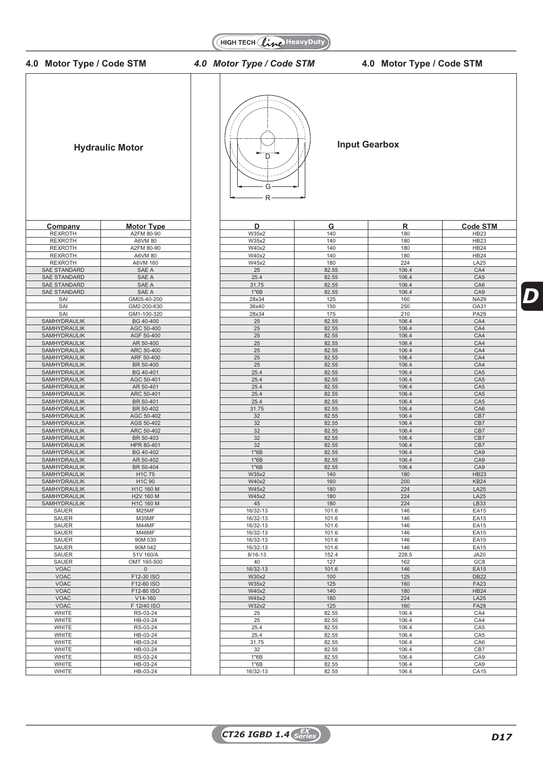## 4.0 Motor Type / Code STM

| Hydraulic Motor | | Input Gearbox | | | |
|---|---|---|---|---|---|
| **Company** | **Motor Type** | **D** | **G** | **R** | **Code STM** |
| REXROTH | A2FM 80-90 | W35x2 | 140 | 180 | HB23 |
| REXROTH | A6VM 80 | W35x2 | 140 | 180 | HB23 |
| REXROTH | A2FM 80-90 | W40x2 | 140 | 180 | HB24 |
| REXROTH | A6VM 80 | W40x2 | 140 | 180 | HB24 |
| REXROTH | A6VM 160 | W45x2 | 180 | 224 | LA25 |
| SAE STANDARD | SAE A | 25 | 82.55 | 106.4 | CA4 |
| SAE STANDARD | SAE A | 25.4 | 82.55 | 106.4 | CA5 |
| SAE STANDARD | SAE A | 31.75 | 82.55 | 106.4 | CA6 |
| SAE STANDARD | SAE A | 1"6B | 82.55 | 106.4 | CA9 |
| SAI | GM05-40-200 | 28x34 | 125 | 160 | NA29 |
| SAI | GM2-200-630 | 36x40 | 150 | 250 | OA31 |
| SAI | GM1-100-320 | 28x34 | 175 | 210 | PA29 |
| SAMHYDRAULIK | BG 40-400 | 25 | 82.55 | 106.4 | CA4 |
| SAMHYDRAULIK | AGC 50-400 | 25 | 82.55 | 106.4 | CA4 |
| SAMHYDRAULIK | AGF 50-400 | 25 | 82.55 | 106.4 | CA4 |
| SAMHYDRAULIK | AR 50-400 | 25 | 82.55 | 106.4 | CA4 |
| SAMHYDRAULIK | ARC 50-400 | 25 | 82.55 | 106.4 | CA4 |
| SAMHYDRAULIK | ARF 50-400 | 25 | 82.55 | 106.4 | CA4 |
| SAMHYDRAULIK | BR 50-400 | 25 | 82.55 | 106.4 | CA4 |
| SAMHYDRAULIK | BG 40-401 | 25.4 | 82.55 | 106.4 | CA5 |
| SAMHYDRAULIK | AGC 50-401 | 25.4 | 82.55 | 106.4 | CA5 |
| SAMHYDRAULIK | AR 50-401 | 25.4 | 82.55 | 106.4 | CA5 |
| SAMHYDRAULIK | ARC 50-401 | 25.4 | 82.55 | 106.4 | CA5 |
| SAMHYDRAULIK | BR 50-401 | 25.4 | 82.55 | 106.4 | CA5 |
| SAMHYDRAULIK | BR 50-402 | 31.75 | 82.55 | 106.4 | CA6 |
| SAMHYDRAULIK | AGC 50-402 | 32 | 82.55 | 106.4 | CB7 |
| SAMHYDRAULIK | AGS 50-402 | 32 | 82.55 | 106.4 | CB7 |
| SAMHYDRAULIK | ARC 50-402 | 32 | 82.55 | 106.4 | CB7 |
| SAMHYDRAULIK | BR 50-403 | 32 | 82.55 | 106.4 | CB7 |
| SAMHYDRAULIK | HPR 80-401 | 32 | 82.55 | 106.4 | CB7 |
| SAMHYDRAULIK | BG 40-402 | 1"6B | 82.55 | 106.4 | CA9 |
| SAMHYDRAULIK | AR 50-402 | 1"6B | 82.55 | 106.4 | CA9 |
| SAMHYDRAULIK | BR 50-404 | 1"6B | 82.55 | 106.4 | CA9 |
| SAMHYDRAULIK | H1C 75 | W35x2 | 140 | 180 | HB23 |
| SAMHYDRAULIK | H1C 90 | W40x2 | 160 | 200 | KB24 |
| SAMHYDRAULIK | H1C 160 M | W45x2 | 180 | 224 | LA25 |
| SAMHYDRAULIK | H2V 160 M | W45x2 | 180 | 224 | LA25 |
| SAMHYDRAULIK | H1C 160 M | 45 | 180 | 224 | LB33 |
| SAUER | M25MF | 16/32-13 | 101.6 | 146 | EA15 |
| SAUER | M35MF | 16/32-13 | 101.6 | 146 | EA15 |
| SAUER | M44MF | 16/32-13 | 101.6 | 146 | EA15 |
| SAUER | M46MF | 16/32-13 | 101.6 | 146 | EA15 |
| SAUER | 90M 030 | 16/32-13 | 101.6 | 146 | EA15 |
| SAUER | 90M 042 | 16/32-13 | 101.6 | 146 | EA15 |
| SAUER | 51V 160/A | 8/16-13 | 152.4 | 228.5 | JA20 |
| SAUER | OMT 160-500 | 40 | 127 | 162 | GC8 |
| VOAC | 0 | 16/32-13 | 101.6 | 146 | EA15 |
| VOAC | F12-30 ISO | W30x2 | 100 | 125 | DB22 |
| VOAC | F12-60 ISO | W35x2 | 125 | 160 | FA23 |
| VOAC | F12-80 ISO | W40x2 | 140 | 180 | HB24 |
| VOAC | V14-160 | W45x2 | 180 | 224 | LA25 |
| VOAC | F 12/40 ISO | W32x2 | 125 | 160 | FA28 |
| WHITE | RS-03-24 | 25 | 82.55 | 106.4 | CA4 |
| WHITE | HB-03-24 | 25 | 82.55 | 106.4 | CA4 |
| WHITE | RS-03-24 | 25.4 | 82.55 | 106.4 | CA5 |
| WHITE | HB-03-24 | 25.4 | 82.55 | 106.4 | CA5 |
| WHITE | HB-03-24 | 31.75 | 82.55 | 106.4 | CA6 |
| WHITE | HB-03-24 | 32 | 82.55 | 106.4 | CB7 |
| WHITE | RS-03-24 | 1"6B | 82.55 | 106.4 | CA9 |
| WHITE | HB-03-24 | 1"6B | 82.55 | 106.4 | CA9 |
| WHITE | HB-03-24 | 16/32-13 | 82.55 | 106.4 | CA15 |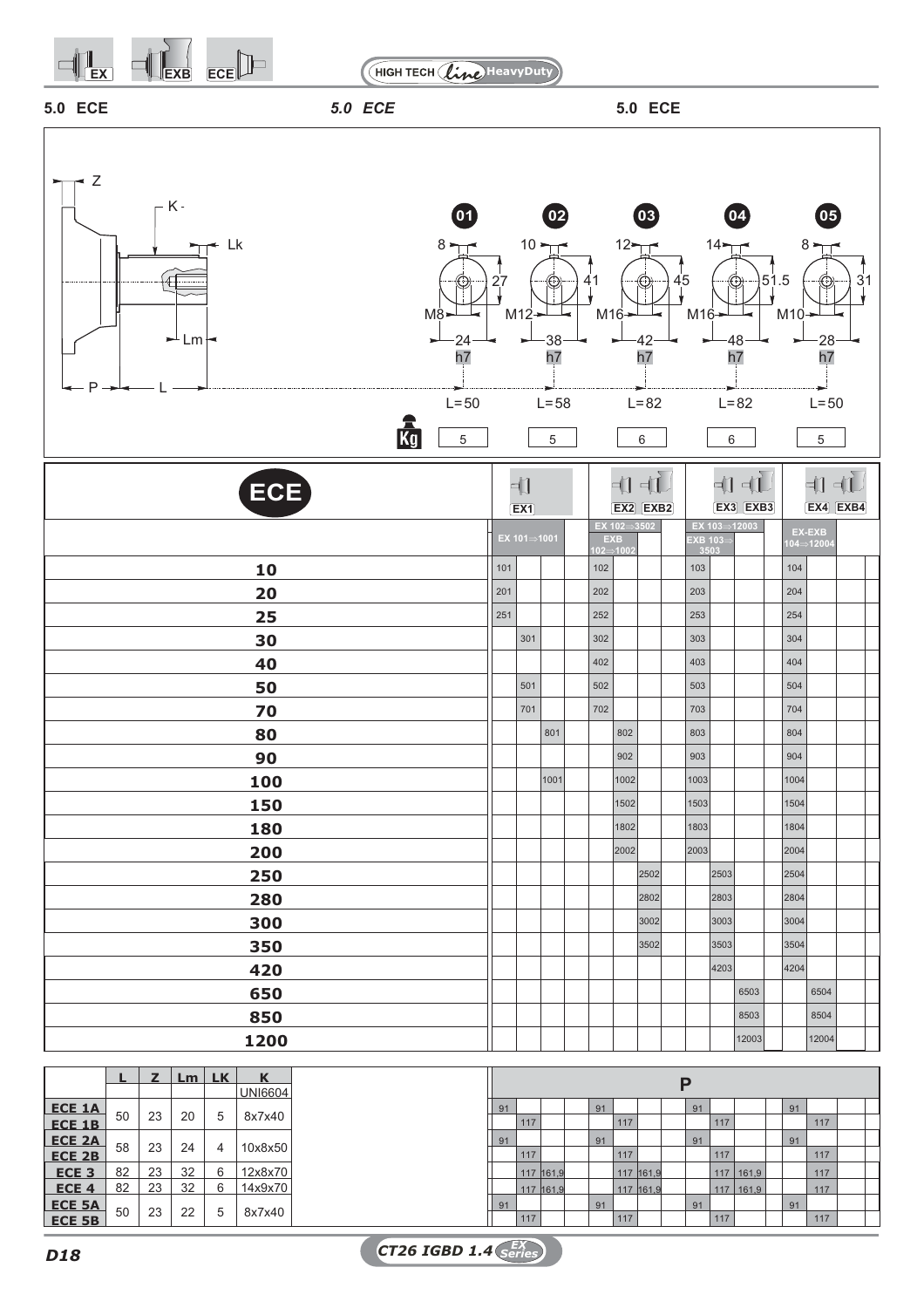# 5.0 ECE

Z, K, Lk, Lm, P, L

| | 01 | 02 | 03 | 04 | 05 |
|---|---|---|---|---|---|
| Key width | 8 | 10 | 12 | 14 | 8 |
| Height | 27 | 41 | 45 | 51.5 | 31 |
| Thread | M8 | M12 | M16 | M16 | M10 |
| Diameter | 24 h7 | 38 h7 | 42 h7 | 48 h7 | 28 h7 |
| L | L=50 | L=58 | L=82 | L=82 | L=50 |
| Kg | 5 | 5 | 6 | 6 | 5 |

| ECE | EX1 | | | | EX2 | EX2 EXB2 | | | EX3 | EX3 EXB3 | | | EX4 | EX4 EXB4 | | |
|---|---|---|---|---|---|---|---|---|---|---|---|---|---|---|---|---|
| | EX 101⇒1001 | | | | EX 102⇒3502 EXB 102⇒1002 | | | | EX 103⇒12003 EXB 103⇒3503 | | | | EX-EXB 104⇒12004 | | | |
| 10 | 101 | | | | 102 | | | | 103 | | | | 104 | | | |
| 20 | 201 | | | | 202 | | | | 203 | | | | 204 | | | |
| 25 | 251 | | | | 252 | | | | 253 | | | | 254 | | | |
| 30 | | 301 | | | 302 | | | | 303 | | | | 304 | | | |
| 40 | | | | | 402 | | | | 403 | | | | 404 | | | |
| 50 | | 501 | | | 502 | | | | 503 | | | | 504 | | | |
| 70 | | 701 | | | 702 | | | | 703 | | | | 704 | | | |
| 80 | | | 801 | | | 802 | | | 803 | | | | 804 | | | |
| 90 | | | | | | 902 | | | 903 | | | | 904 | | | |
| 100 | | | 1001 | | | 1002 | | | 1003 | | | | 1004 | | | |
| 150 | | | | | | 1502 | | | 1503 | | | | 1504 | | | |
| 180 | | | | | | 1802 | | | 1803 | | | | 1804 | | | |
| 200 | | | | | | 2002 | | | 2003 | | | | 2004 | | | |
| 250 | | | | | | | 2502 | | | 2503 | | | 2504 | | | |
| 280 | | | | | | | 2802 | | | 2803 | | | 2804 | | | |
| 300 | | | | | | | 3002 | | | 3003 | | | 3004 | | | |
| 350 | | | | | | | 3502 | | | 3503 | | | 3504 | | | |
| 420 | | | | | | | | | | 4203 | | | 4204 | | | |
| 650 | | | | | | | | | | | 6503 | | | 6504 | | |
| 850 | | | | | | | | | | | 8503 | | | 8504 | | |
| 1200 | | | | | | | | | | | 12003 | | | 12004 | | |

| | L | Z | Lm | LK | K UNI6604 | P | | | | | | | | | | | | | | | |
|---|---|---|---|---|---|---|---|---|---|---|---|---|---|---|---|---|---|---|---|---|---|
| ECE 1A | 50 | 23 | 20 | 5 | 8x7x40 | 91 | | | | 91 | | | | 91 | | | | 91 | | | |
| ECE 1B | | | | | | | 117 | | | | 117 | | | | 117 | | | | 117 | | |
| ECE 2A | 58 | 23 | 24 | 4 | 10x8x50 | 91 | | | | 91 | | | | 91 | | | | 91 | | | |
| ECE 2B | | | | | | | 117 | | | | 117 | | | | 117 | | | | 117 | | |
| ECE 3 | 82 | 23 | 32 | 6 | 12x8x70 | | 117 | 161,9 | | | 117 | 161,9 | | | 117 | 161,9 | | | 117 | | |
| ECE 4 | 82 | 23 | 32 | 6 | 14x9x70 | | 117 | 161,9 | | | 117 | 161,9 | | | 117 | 161,9 | | | 117 | | |
| ECE 5A | 50 | 23 | 22 | 5 | 8x7x40 | 91 | | | | 91 | | | | 91 | | | | 91 | | | |
| ECE 5B | | | | | | | 117 | | | | 117 | | | | 117 | | | | 117 | | |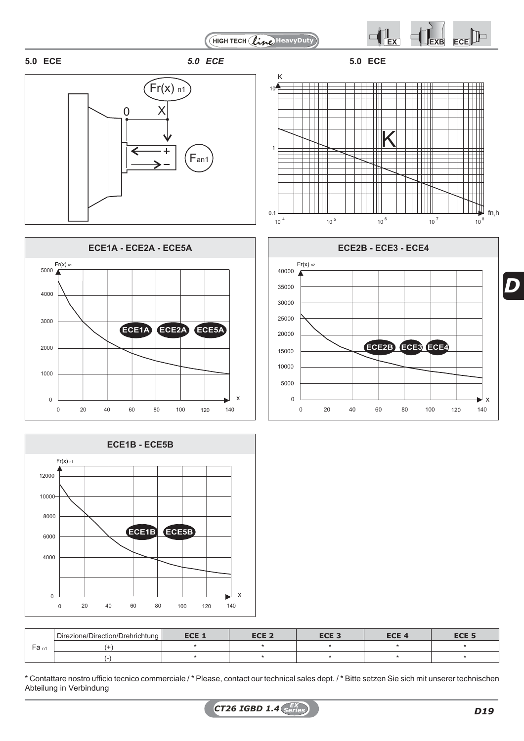## 5.0 ECE

*5.0 ECE*

**5.0 ECE**

### ECE1A - ECE2A - ECE5A

### ECE2B - ECE3 - ECE4

### ECE1B - ECE5B

| Fa n1 | Direzione/Direction/Drehrichtung | ECE 1 | ECE 2 | ECE 3 | ECE 4 | ECE 5 |
|---|---|---|---|---|---|---|
| | (+) | * | * | * | * | * |
| | (-) | * | * | * | * | * |

* Contattare nostro ufficio tecnico commerciale / * Please, contact our technical sales dept. / * Bitte setzen Sie sich mit unserer technischen Abteilung in Verbindung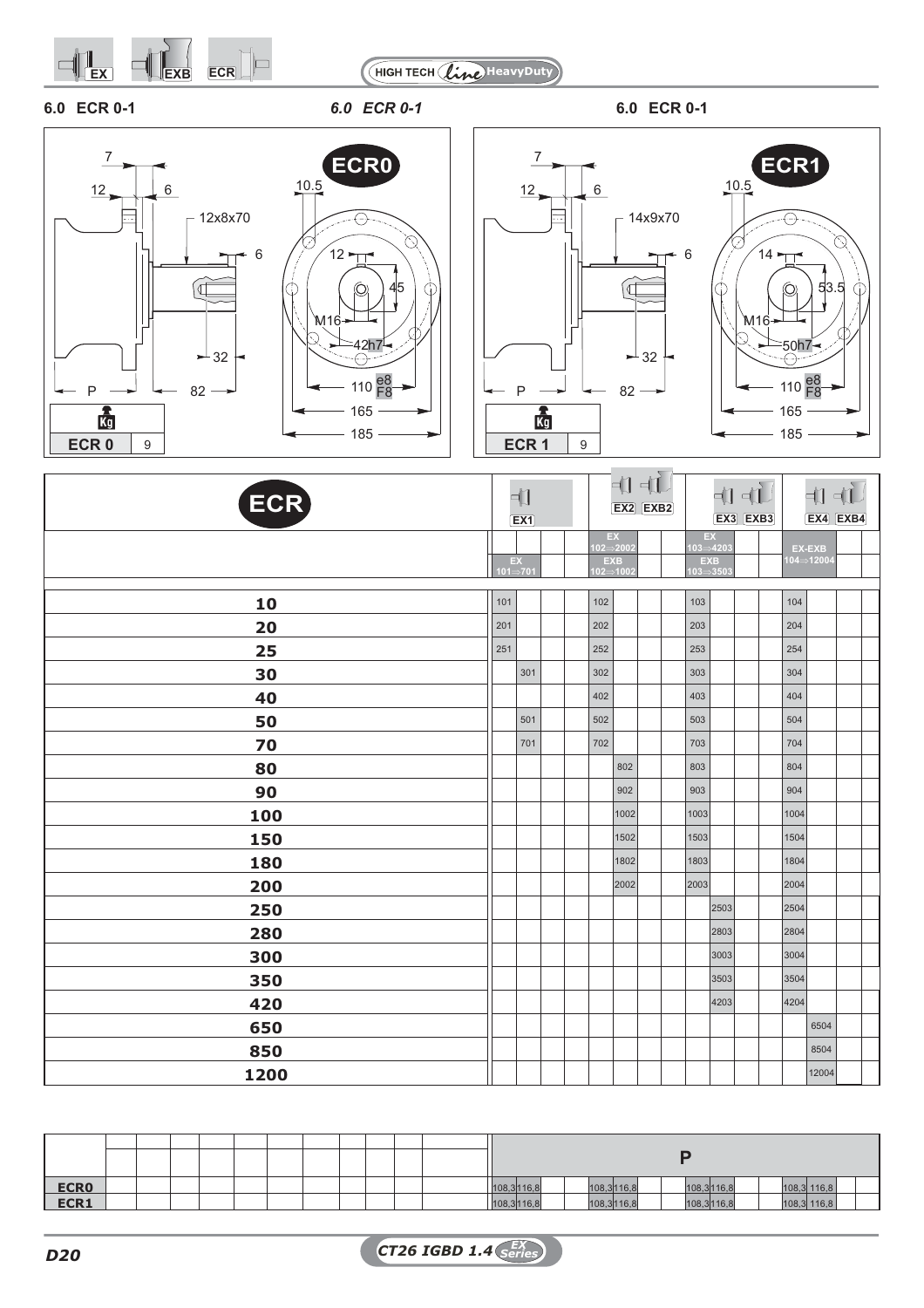## 6.0 ECR 0-1

*6.0 ECR 0-1*

6.0 ECR 0-1

**ECR0**

7, 12, 6, 12x8x70, 6, 10.5, 12, 45, M16, 42h7, 32, P, 82, 110 e8/F8, 165, 185

| Kg | |
|---|---|
| ECR 0 | 9 |

**ECR1**

7, 12, 6, 14x9x70, 6, 10.5, 14, 53.5, M16, 50h7, 32, P, 82, 110 e8/F8, 165, 185

| Kg | |
|---|---|
| ECR 1 | 9 |

| ECR | EX1 | | | | EX2 EXB2 | | | | EX3 EXB3 | | | | EX4 EXB4 | | | |
|---|---|---|---|---|---|---|---|---|---|---|---|---|---|---|---|---|
| | EX 101⇒701 | | | | EX 102⇒2002 EXB 102⇒1002 | | | | EX 103⇒4203 EXB 103⇒3503 | | | | EX-EXB 104⇒12004 | | | |
| 10 | 101 | | | | 102 | | | | 103 | | | | 104 | | | |
| 20 | 201 | | | | 202 | | | | 203 | | | | 204 | | | |
| 25 | 251 | | | | 252 | | | | 253 | | | | 254 | | | |
| 30 | | 301 | | | 302 | | | | 303 | | | | 304 | | | |
| 40 | | | | | 402 | | | | 403 | | | | 404 | | | |
| 50 | | 501 | | | 502 | | | | 503 | | | | 504 | | | |
| 70 | | 701 | | | 702 | | | | 703 | | | | 704 | | | |
| 80 | | | | | | 802 | | | 803 | | | | 804 | | | |
| 90 | | | | | | 902 | | | 903 | | | | 904 | | | |
| 100 | | | | | | 1002 | | | 1003 | | | | 1004 | | | |
| 150 | | | | | | 1502 | | | 1503 | | | | 1504 | | | |
| 180 | | | | | | 1802 | | | 1803 | | | | 1804 | | | |
| 200 | | | | | | 2002 | | | 2003 | | | | 2004 | | | |
| 250 | | | | | | | | | | 2503 | | | 2504 | | | |
| 280 | | | | | | | | | | 2803 | | | 2804 | | | |
| 300 | | | | | | | | | | 3003 | | | 3004 | | | |
| 350 | | | | | | | | | | 3503 | | | 3504 | | | |
| 420 | | | | | | | | | | 4203 | | | 4204 | | | |
| 650 | | | | | | | | | | | | | | 6504 | | |
| 850 | | | | | | | | | | | | | | 8504 | | |
| 1200 | | | | | | | | | | | | | | 12004 | | |

| | P | | | | | | | | | | | | | | | |
|---|---|---|---|---|---|---|---|---|---|---|---|---|---|---|---|---|
| ECR0 | 108,3 | 116,8 | | | 108,3 | 116,8 | | | 108,3 | 116,8 | | | 108,3 | 116,8 | | |
| ECR1 | 108,3 | 116,8 | | | 108,3 | 116,8 | | | 108,3 | 116,8 | | | 108,3 | 116,8 | | |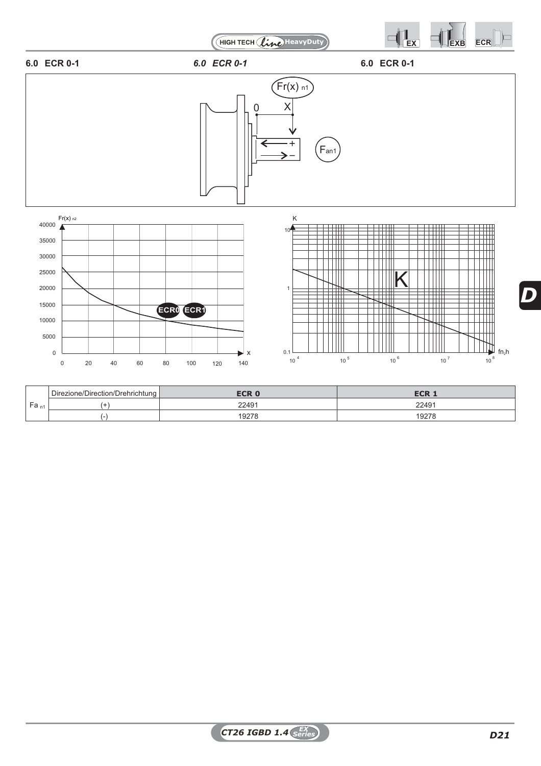## 6.0 ECR 0-1

*6.0 ECR 0-1*

6.0 ECR 0-1

| | Direzione/Direction/Drehrichtung | ECR 0 | ECR 1 |
|---|---|---|---|
| $Fa_{n1}$ | (+) | 22491 | 22491 |
| | (-) | 19278 | 19278 |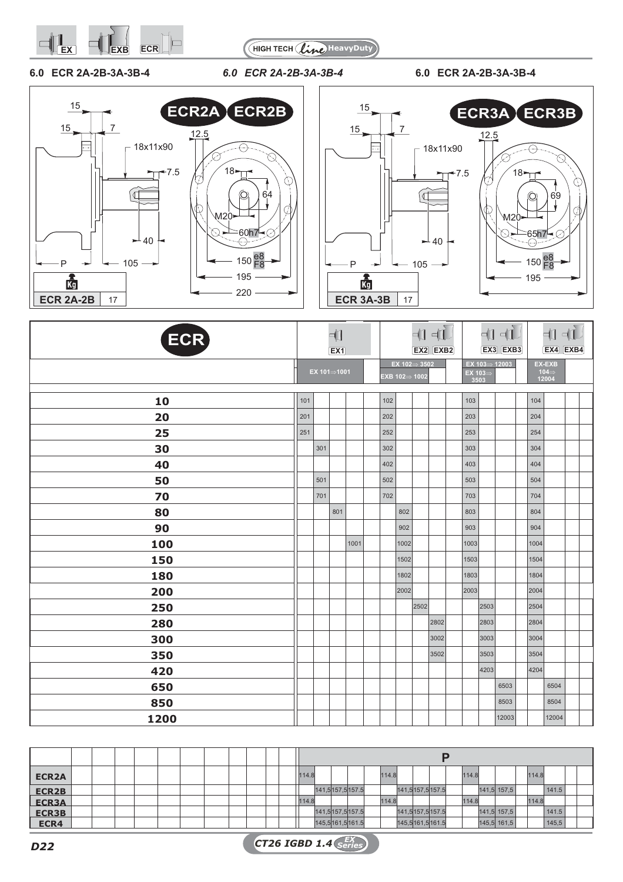# 6.0 ECR 2A-2B-3A-3B-4

*6.0 ECR 2A-2B-3A-3B-4*

6.0 ECR 2A-2B-3A-3B-4

## ECR2A ECR2B

15, 15, 7, 12.5, 18x11x90, 7.5, 18, 64, M20, 60h7, 40, P, 105, 150 e8/F8, 195, 220

| Kg | |
|---|---|
| ECR 2A-2B | 17 |

## ECR3A ECR3B

15, 15, 7, 12.5, 18x11x90, 7.5, 18, 69, M20, 65h7, 40, P, 105, 150 e8/F8, 195

| Kg | |
|---|---|
| ECR 3A-3B | 17 |

| ECR | EX1 | | | | | EX2 EXB2 | | | | | EX3 EXB3 | | | | EX4 EXB4 | | | |
|---|---|---|---|---|---|---|---|---|---|---|---|---|---|---|---|---|---|---|
| | EX 101⇒1001 | | | | | EX 102⇒ 3502 / EXB 102⇒ 1002 | | | | | EX 103⇒ 12003 / EX 103⇒ 3503 | | | | EX-EXB 104⇒ 12004 | | | |
| 10 | 101 | | | | | 102 | | | | | 103 | | | | 104 | | | |
| 20 | 201 | | | | | 202 | | | | | 203 | | | | 204 | | | |
| 25 | 251 | | | | | 252 | | | | | 253 | | | | 254 | | | |
| 30 | | 301 | | | | 302 | | | | | 303 | | | | 304 | | | |
| 40 | | | | | | 402 | | | | | 403 | | | | 404 | | | |
| 50 | | 501 | | | | 502 | | | | | 503 | | | | 504 | | | |
| 70 | | 701 | | | | 702 | | | | | 703 | | | | 704 | | | |
| 80 | | | 801 | | | | 802 | | | | 803 | | | | 804 | | | |
| 90 | | | | | | | 902 | | | | 903 | | | | 904 | | | |
| 100 | | | | 1001 | | | 1002 | | | | 1003 | | | | 1004 | | | |
| 150 | | | | | | | 1502 | | | | 1503 | | | | 1504 | | | |
| 180 | | | | | | | 1802 | | | | 1803 | | | | 1804 | | | |
| 200 | | | | | | | 2002 | | | | 2003 | | | | 2004 | | | |
| 250 | | | | | | | | 2502 | | | | 2503 | | | 2504 | | | |
| 280 | | | | | | | | | 2802 | | | 2803 | | | 2804 | | | |
| 300 | | | | | | | | | 3002 | | | 3003 | | | 3004 | | | |
| 350 | | | | | | | | | 3502 | | | 3503 | | | 3504 | | | |
| 420 | | | | | | | | | | | | 4203 | | | 4204 | | | |
| 650 | | | | | | | | | | | | | 6503 | | | 6504 | | |
| 850 | | | | | | | | | | | | | 8503 | | | 8504 | | |
| 1200 | | | | | | | | | | | | | 12003 | | | 12004 | | |

| | P | | | | | | | | | | | | | | | | | |
|---|---|---|---|---|---|---|---|---|---|---|---|---|---|---|---|---|---|---|
| ECR2A | 114.8 | | | | | 114.8 | | | | | 114.8 | | | | 114.8 | | | |
| ECR2B | | 141,5 | 157,5 | 157.5 | | | 141,5 | 157,5 | 157.5 | | | 141,5 | 157,5 | | | 141.5 | | |
| ECR3A | 114.8 | | | | | 114.8 | | | | | 114.8 | | | | 114.8 | | | |
| ECR3B | | 141,5 | 157,5 | 157.5 | | | 141,5 | 157,5 | 157.5 | | | 141,5 | 157,5 | | | 141.5 | | |
| ECR4 | | 145,5 | 161,5 | 161.5 | | | 145,5 | 161,5 | 161.5 | | | 145,5 | 161,5 | | | 145,5 | | |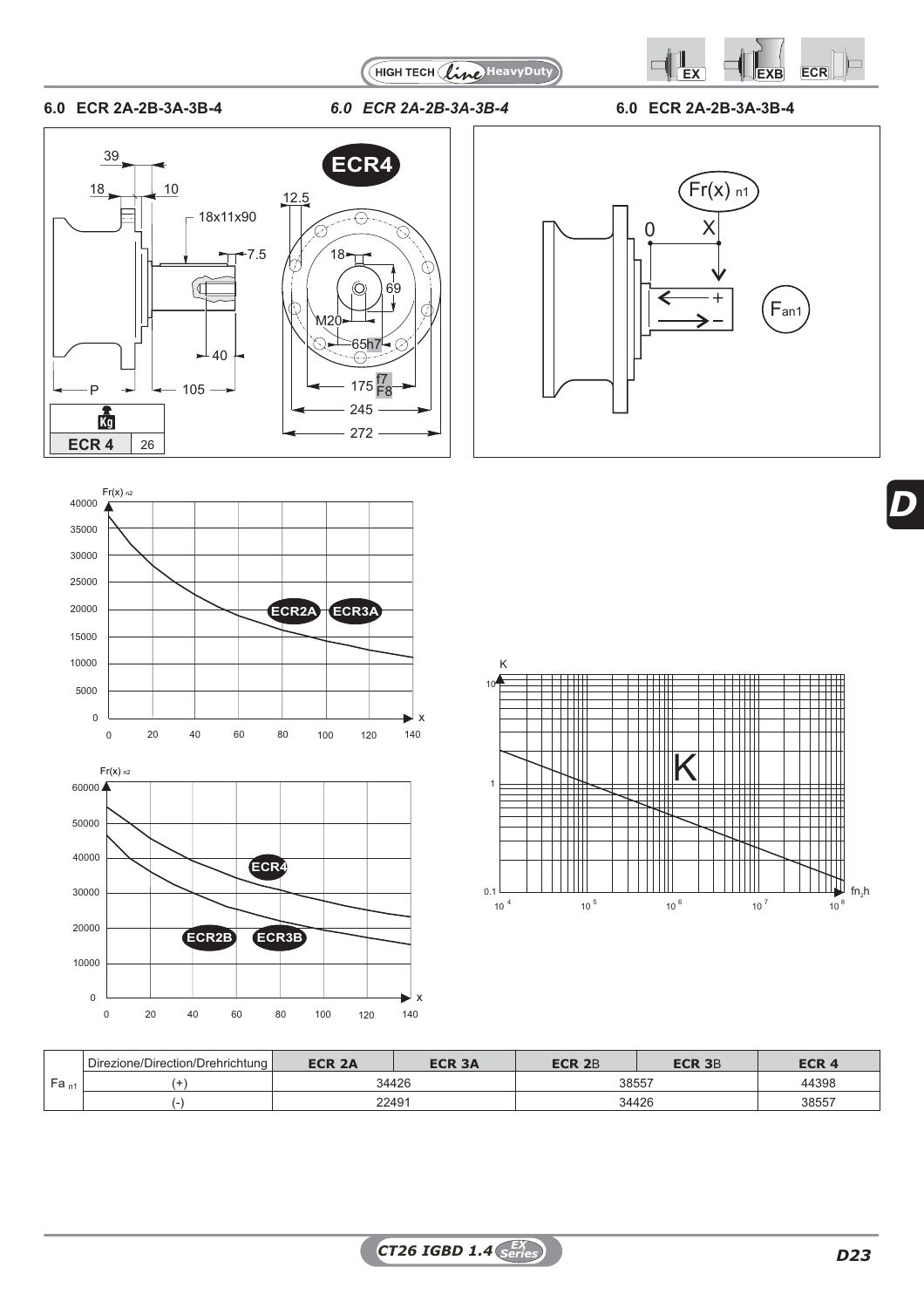## 6.0 ECR 2A-2B-3A-3B-4

*6.0 ECR 2A-2B-3A-3B-4*

**6.0 ECR 2A-2B-3A-3B-4**

ECR4

39, 18, 10, 18x11x90, 7.5, 40, P, 105, 12.5, 18, 69, M20, 65h7, 175 f7/F8, 245, 272

| Kg | |
|---|---|
| **ECR 4** | 26 |

Fr(x) n1, 0, X, Fan1

| | Direzione/Direction/Drehrichtung | ECR 2A | ECR 3A | ECR 2B | ECR 3B | ECR 4 |
|---|---|---|---|---|---|---|
| $Fa_{n1}$ | (+) | 34426 | | 38557 | | 44398 |
| | (-) | 22491 | | 34426 | | 38557 |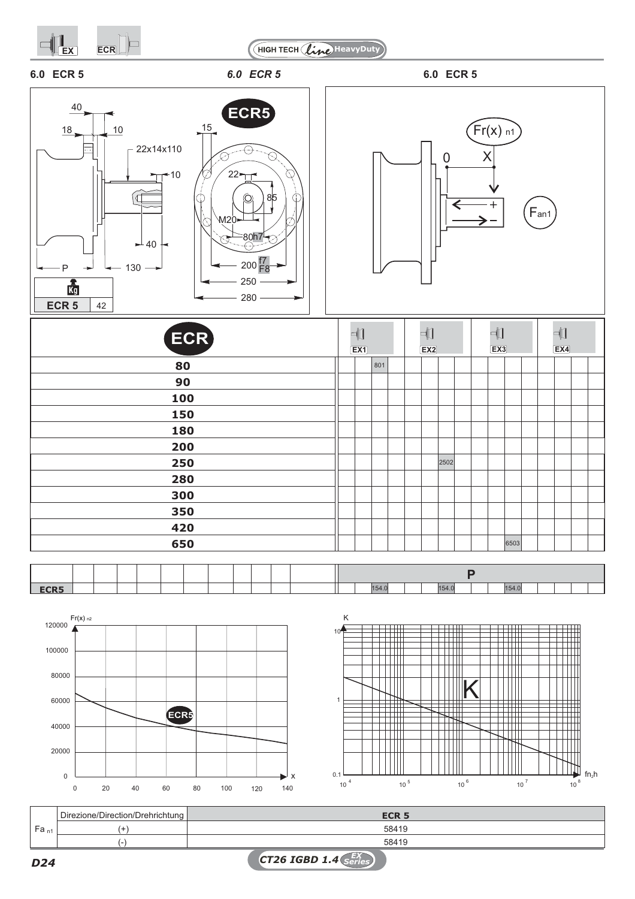## 6.0 ECR 5

*6.0 ECR 5*

6.0 ECR 5

| | |
|---|---|
| ECR 5 | 42 |

| ECR | EX1 | | | | EX2 | | | | EX3 | | | | EX4 | | | |
|---|---|---|---|---|---|---|---|---|---|---|---|---|---|---|---|---|
| 80 | | | 801 | | | | | | | | | | | | | |
| 90 | | | | | | | | | | | | | | | | |
| 100 | | | | | | | | | | | | | | | | |
| 150 | | | | | | | | | | | | | | | | |
| 180 | | | | | | | | | | | | | | | | |
| 200 | | | | | | | | | | | | | | | | |
| 250 | | | | | | | 2502 | | | | | | | | | |
| 280 | | | | | | | | | | | | | | | | |
| 300 | | | | | | | | | | | | | | | | |
| 350 | | | | | | | | | | | | | | | | |
| 420 | | | | | | | | | | | | | | | | |
| 650 | | | | | | | | | | | 6503 | | | | | |

| | P | | | | | | | | | | | | | | | |
|---|---|---|---|---|---|---|---|---|---|---|---|---|---|---|---|---|
| ECR5 | | | 154.0 | | | | 154.0 | | | | 154.0 | | | | | |

| Fa n1 | Direzione/Direction/Drehrichtung | ECR 5 |
|---|---|---|
| | (+) | 58419 |
| | (-) | 58419 |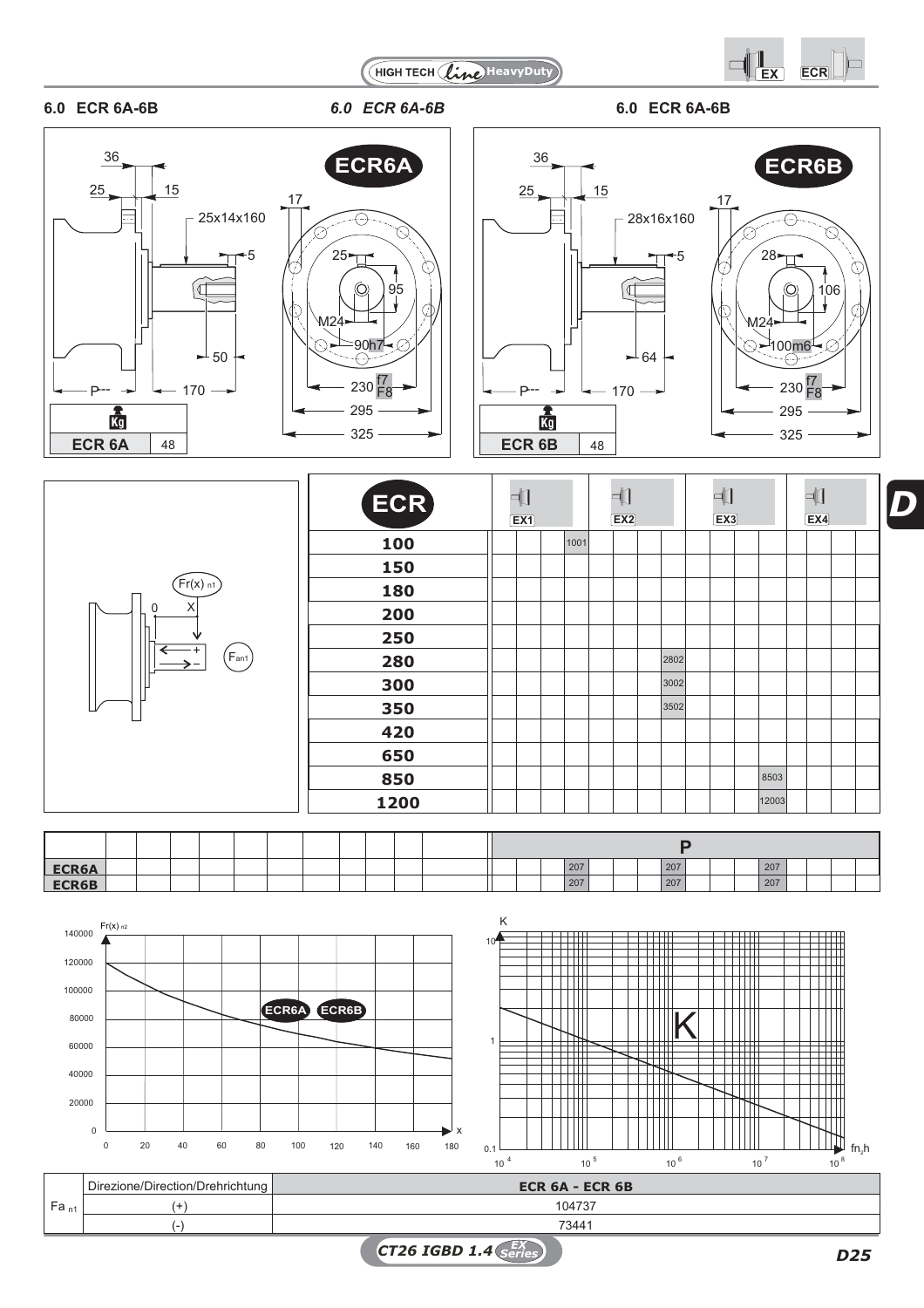## 6.0 ECR 6A-6B

*6.0 ECR 6A-6B*

6.0 ECR 6A-6B

**ECR6A**

36, 25, 15, 25x14x160, 5, 50, P, 170, 17, 25, 95, M24, 90h7, 230 f7/F8, 295, 325

| Kg | |
|---|---|
| ECR 6A | 48 |

**ECR6B**

36, 25, 15, 28x16x160, 5, 64, P, 170, 17, 28, 106, M24, 100m6, 230 f7/F8, 295, 325

| Kg | |
|---|---|
| ECR 6B | 48 |

Fr(x) n1, 0, X, +, –, Fan1

| ECR | EX1 | | | | EX2 | | | | EX3 | | | | EX4 | | | |
|---|---|---|---|---|---|---|---|---|---|---|---|---|---|---|---|---|
| 100 | | | | 1001 | | | | | | | | | | | | |
| 150 | | | | | | | | | | | | | | | | |
| 180 | | | | | | | | | | | | | | | | |
| 200 | | | | | | | | | | | | | | | | |
| 250 | | | | | | | | | | | | | | | | |
| 280 | | | | | | | | 2802 | | | | | | | | |
| 300 | | | | | | | | 3002 | | | | | | | | |
| 350 | | | | | | | | 3502 | | | | | | | | |
| 420 | | | | | | | | | | | | | | | | |
| 650 | | | | | | | | | | | | | | | | |
| 850 | | | | | | | | | | | | 8503 | | | | |
| 1200 | | | | | | | | | | | | 12003 | | | | |

| | P | | | | | | | | | | | | | | | |
|---|---|---|---|---|---|---|---|---|---|---|---|---|---|---|---|---|
| ECR6A | | | | 207 | | | | 207 | | | | 207 | | | | |
| ECR6B | | | | 207 | | | | 207 | | | | 207 | | | | |

Fr(x) n2 — ECR6A ECR6B — x (0–180); 0–140000

K — fn₂h ($10^4$ – $10^8$); 0.1 – 10

| Fa n1 | Direzione/Direction/Drehrichtung | ECR 6A - ECR 6B |
|---|---|---|
| | (+) | 104737 |
| | (-) | 73441 |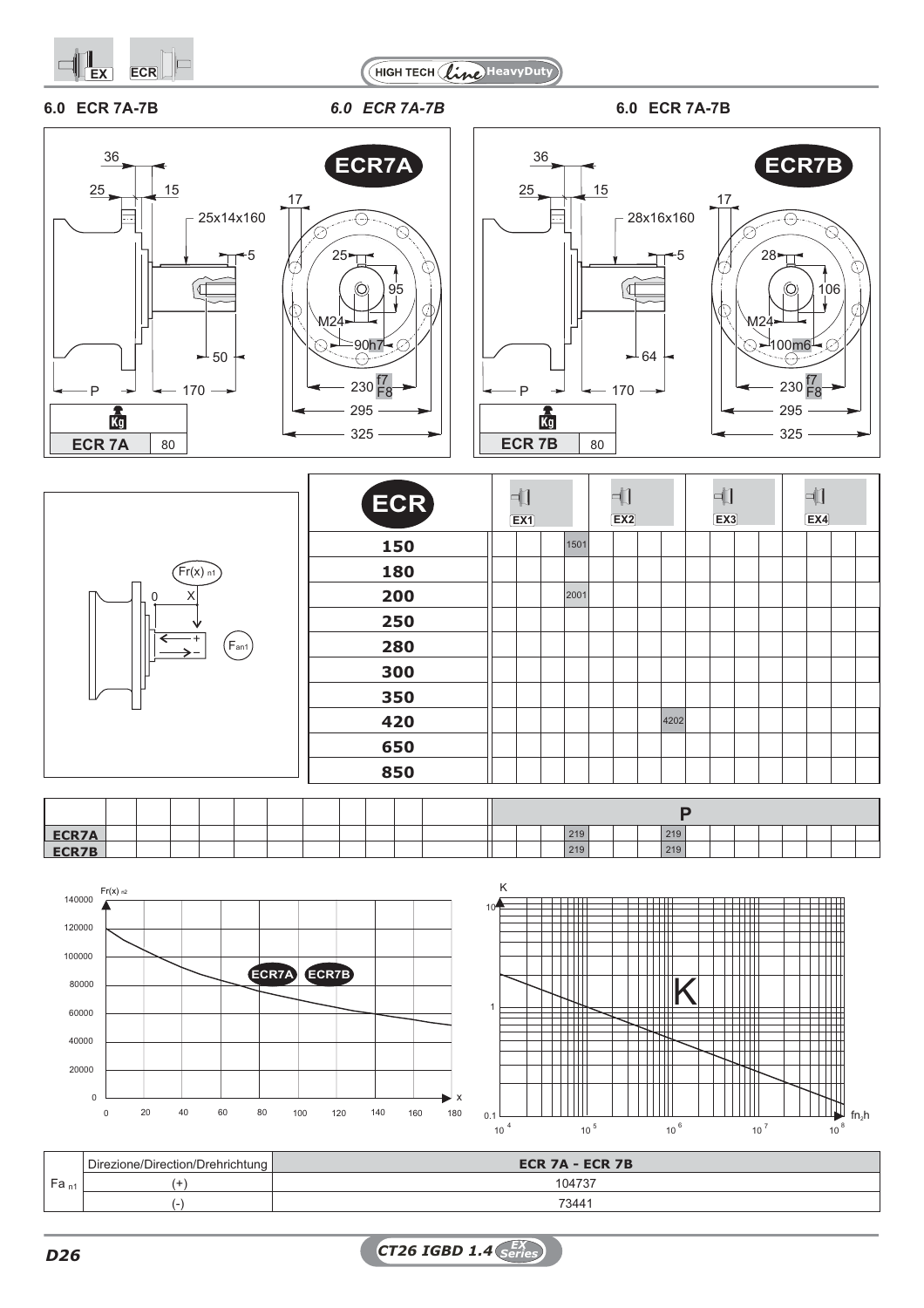## 6.0 ECR 7A-7B

### ECR7A

36, 25, 15, 17, 25x14x160, 5, 25, 95, M24, 90h7, 50, P, 170, 230 f7/F8, 295, 325

| | Kg |
|---|---|
| ECR 7A | 80 |

### ECR7B

36, 25, 15, 17, 28x16x160, 5, 28, 106, M24, 100m6, 64, P, 170, 230 f7/F8, 295, 325

| | Kg |
|---|---|
| ECR 7B | 80 |

Fr(x) n1, 0, X, +, −, Fan1

| ECR | EX1 | | | | EX2 | | | | EX3 | | | | EX4 | | | |
|---|---|---|---|---|---|---|---|---|---|---|---|---|---|---|---|---|
| 150 | | | | 1501 | | | | | | | | | | | | |
| 180 | | | | | | | | | | | | | | | | |
| 200 | | | | 2001 | | | | | | | | | | | | |
| 250 | | | | | | | | | | | | | | | | |
| 280 | | | | | | | | | | | | | | | | |
| 300 | | | | | | | | | | | | | | | | |
| 350 | | | | | | | | | | | | | | | | |
| 420 | | | | | | | | 4202 | | | | | | | | |
| 650 | | | | | | | | | | | | | | | | |
| 850 | | | | | | | | | | | | | | | | |

| | P | | | | | | | | | | | | | | | |
|---|---|---|---|---|---|---|---|---|---|---|---|---|---|---|---|---|
| ECR7A | | | | 219 | | | | 219 | | | | | | | | |
| ECR7B | | | | 219 | | | | 219 | | | | | | | | |

Fr(x) n2 — ECR7A ECR7B — x (0–180); 0–140000

K — fn2h (10^4 – 10^8); 0.1 – 10

| Fa n1 | Direzione/Direction/Drehrichtung | ECR 7A - ECR 7B |
|---|---|---|
| | (+) | 104737 |
| | (-) | 73441 |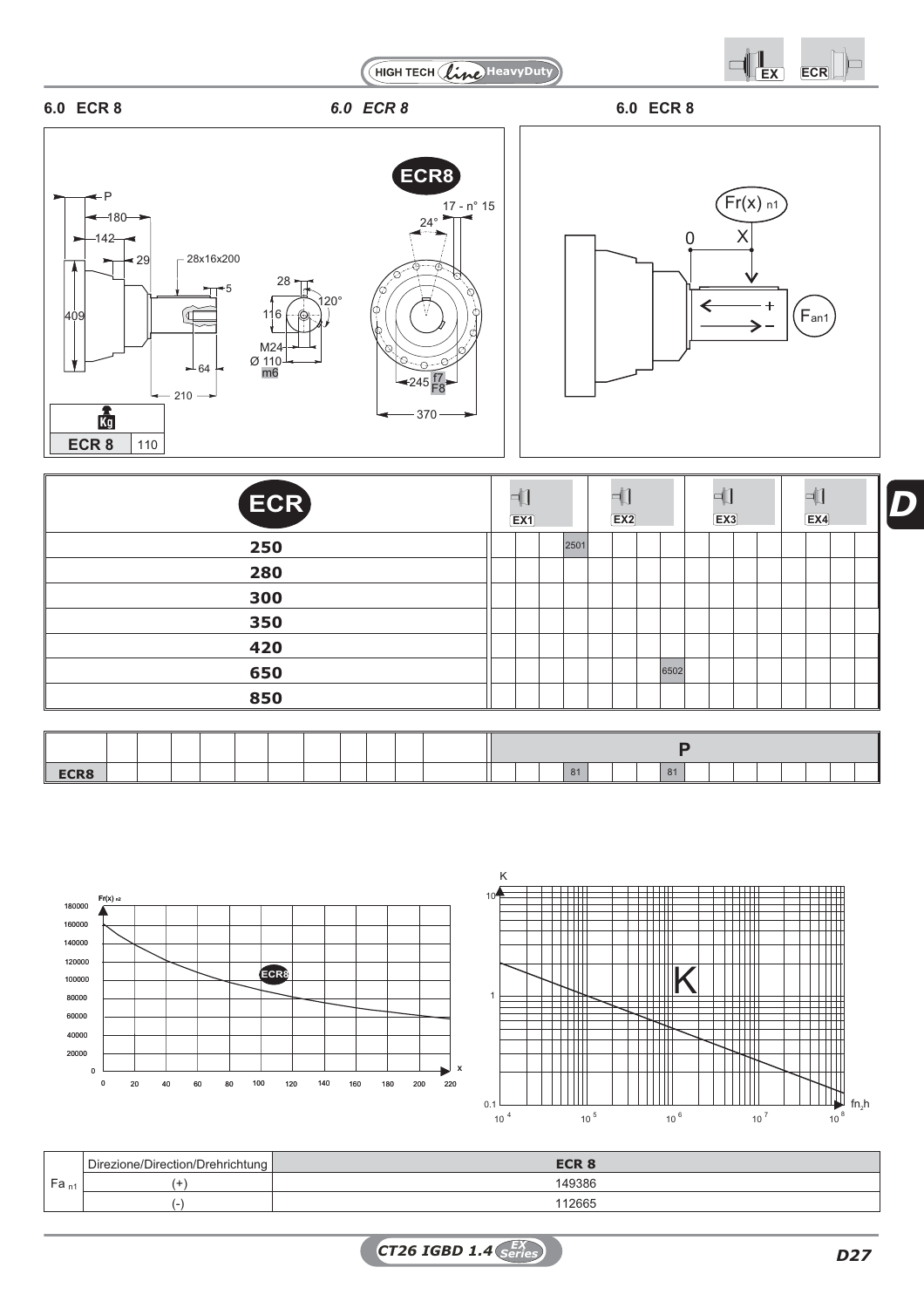## 6.0 ECR 8

*6.0 ECR 8*

**6.0 ECR 8**

| Kg | |
|---|---|
| ECR 8 | 110 |

| ECR | EX1 | | | | EX2 | | | | EX3 | | | | EX4 | | | |
|---|---|---|---|---|---|---|---|---|---|---|---|---|---|---|---|---|
| 250 | | | | 2501 | | | | | | | | | | | | |
| 280 | | | | | | | | | | | | | | | | |
| 300 | | | | | | | | | | | | | | | | |
| 350 | | | | | | | | | | | | | | | | |
| 420 | | | | | | | | | | | | | | | | |
| 650 | | | | | | | | 6502 | | | | | | | | |
| 850 | | | | | | | | | | | | | | | | |

| | P | | | | | | | | | | | | | | | |
|---|---|---|---|---|---|---|---|---|---|---|---|---|---|---|---|---|
| ECR8 | | | | 81 | | | | 81 | | | | | | | | |

| $Fa_{n1}$ | Direzione/Direction/Drehrichtung | ECR 8 |
|---|---|---|
| | (+) | 149386 |
| | (-) | 112665 |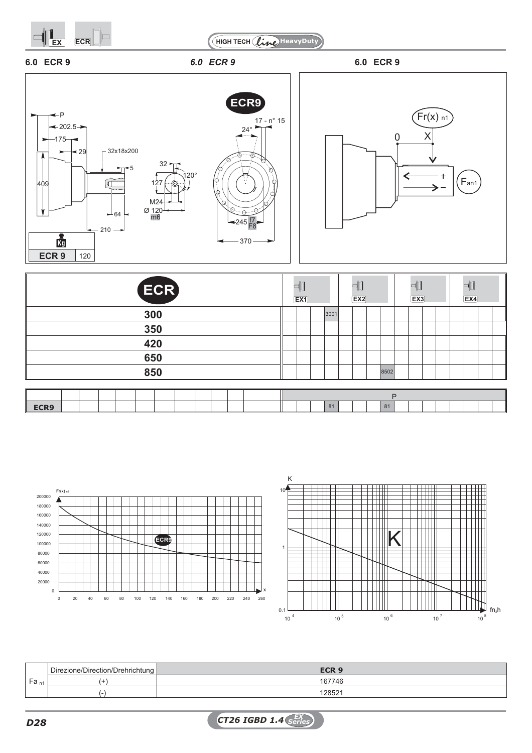## 6.0 ECR 9

*6.0 ECR 9*

6.0 ECR 9

ECR9

| | Kg |
|---|---|
| ECR 9 | 120 |

| ECR | EX1 | | | | EX2 | | | | EX3 | | | | EX4 | | | |
|---|---|---|---|---|---|---|---|---|---|---|---|---|---|---|---|---|
| 300 | | | | 3001 | | | | | | | | | | | | |
| 350 | | | | | | | | | | | | | | | | |
| 420 | | | | | | | | | | | | | | | | |
| 650 | | | | | | | | | | | | | | | | |
| 850 | | | | | | | | 8502 | | | | | | | | |

| | P | | | | | | | | | | | | | | | |
|---|---|---|---|---|---|---|---|---|---|---|---|---|---|---|---|---|
| ECR9 | | | | 81 | | | | 81 | | | | | | | | |

| | Direzione/Direction/Drehrichtung | ECR 9 |
|---|---|---|
| $Fa_{n1}$ | (+) | 167746 |
| | (-) | 128521 |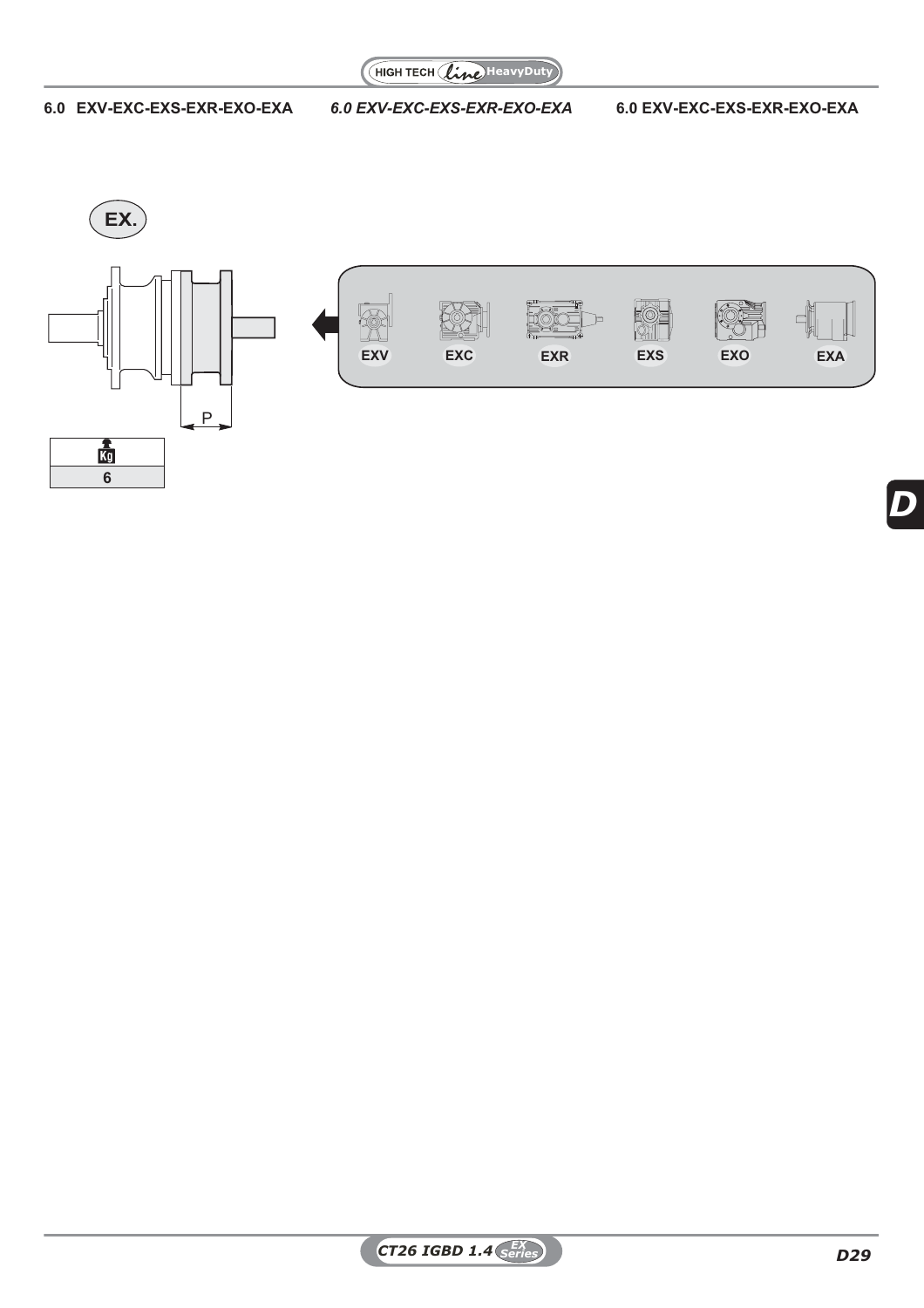## 6.0 EXV-EXC-EXS-EXR-EXO-EXA

*6.0 EXV-EXC-EXS-EXR-EXO-EXA*

6.0 EXV-EXC-EXS-EXR-EXO-EXA

**EX.**

P

EXV EXC EXR EXS EXO EXA

| Kg |
|---|
| 6 |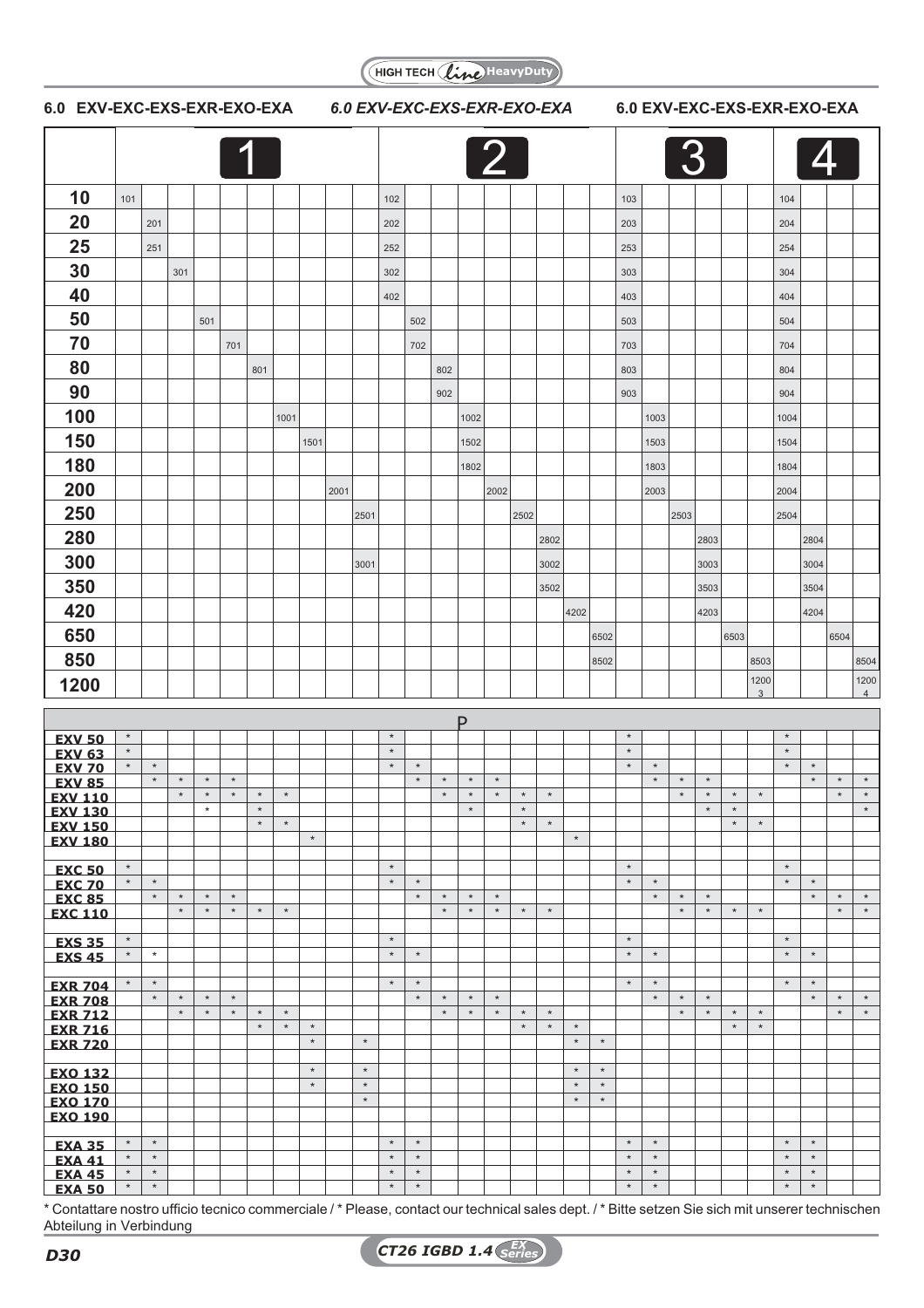## 6.0 EXV-EXC-EXS-EXR-EXO-EXA

*6.0 EXV-EXC-EXS-EXR-EXO-EXA*

**6.0 EXV-EXC-EXS-EXR-EXO-EXA**

| | 1 | | | | | | | | | | 2 | | | | | | | | | 3 | | | | | | 4 | | | |
|---|---|---|---|---|---|---|---|---|---|---|---|---|---|---|---|---|---|---|---|---|---|---|---|---|---|---|---|---|---|
| **10** | 101 | | | | | | | | | | 102 | | | | | | | | | 103 | | | | | | 104 | | | |
| **20** | | 201 | | | | | | | | | 202 | | | | | | | | | 203 | | | | | | 204 | | | |
| **25** | | 251 | | | | | | | | | 252 | | | | | | | | | 253 | | | | | | 254 | | | |
| **30** | | | 301 | | | | | | | | 302 | | | | | | | | | 303 | | | | | | 304 | | | |
| **40** | | | | | | | | | | | 402 | | | | | | | | | 403 | | | | | | 404 | | | |
| **50** | | | | 501 | | | | | | | | 502 | | | | | | | | 503 | | | | | | 504 | | | |
| **70** | | | | | 701 | | | | | | | 702 | | | | | | | | 703 | | | | | | 704 | | | |
| **80** | | | | | | 801 | | | | | | | 802 | | | | | | | 803 | | | | | | 804 | | | |
| **90** | | | | | | | | | | | | | 902 | | | | | | | 903 | | | | | | 904 | | | |
| **100** | | | | | | | 1001 | | | | | | | 1002 | | | | | | | 1003 | | | | | 1004 | | | |
| **150** | | | | | | | | 1501 | | | | | | 1502 | | | | | | | 1503 | | | | | 1504 | | | |
| **180** | | | | | | | | | | | | | | 1802 | | | | | | | 1803 | | | | | 1804 | | | |
| **200** | | | | | | | | | 2001 | | | | | | 2002 | | | | | | 2003 | | | | | 2004 | | | |
| **250** | | | | | | | | | | 2501 | | | | | | 2502 | | | | | | 2503 | | | | 2504 | | | |
| **280** | | | | | | | | | | | | | | | | | 2802 | | | | | | 2803 | | | | 2804 | | |
| **300** | | | | | | | | | | 3001 | | | | | | | 3002 | | | | | | 3003 | | | | 3004 | | |
| **350** | | | | | | | | | | | | | | | | | 3502 | | | | | | 3503 | | | | 3504 | | |
| **420** | | | | | | | | | | | | | | | | | | 4202 | | | | | 4203 | | | | 4204 | | |
| **650** | | | | | | | | | | | | | | | | | | | 6502 | | | | | 6503 | | | | 6504 | |
| **850** | | | | | | | | | | | | | | | | | | | 8502 | | | | | | 8503 | | | | 8504 |
| **1200** | | | | | | | | | | | | | | | | | | | | | | | | | 12003 | | | | 12004 |
| | | | | | | | | | | | | | | P | | | | | | | | | | | | | | | |
| **EXV 50** | * | | | | | | | | | | * | | | | | | | | | * | | | | | | * | | | |
| **EXV 63** | * | | | | | | | | | | * | | | | | | | | | * | | | | | | * | | | |
| **EXV 70** | * | * | | | | | | | | | * | * | | | | | | | | * | * | | | | | * | * | | |
| **EXV 85** | | * | * | * | * | | | | | | | * | * | * | * | | | | | | * | * | * | | | | * | * | * |
| **EXV 110** | | | * | * | * | * | * | | | | | | * | * | * | * | * | | | | | * | * | * | * | | | * | * |
| **EXV 130** | | | | * | | * | | | | | | | | * | | * | | | | | | | * | * | | | | | * |
| **EXV 150** | | | | | | * | * | | | | | | | | | * | * | | | | | | | * | * | | | | |
| **EXV 180** | | | | | | | | * | | | | | | | | | | * | | | | | | | | | | | |
| | | | | | | | | | | | | | | | | | | | | | | | | | | | | | |
| **EXC 50** | * | | | | | | | | | | * | | | | | | | | | * | | | | | | * | | | |
| **EXC 70** | * | * | | | | | | | | | * | * | | | | | | | | * | * | | | | | * | * | | |
| **EXC 85** | | * | * | * | * | | | | | | | * | * | * | * | | | | | | * | * | * | | | | * | * | * |
| **EXC 110** | | | * | * | * | * | * | | | | | | * | * | * | * | * | | | | | * | * | * | * | | | * | * |
| | | | | | | | | | | | | | | | | | | | | | | | | | | | | | |
| **EXS 35** | * | | | | | | | | | | * | | | | | | | | | * | | | | | | * | | | |
| **EXS 45** | * | * | | | | | | | | | * | * | | | | | | | | * | * | | | | | * | * | | |
| | | | | | | | | | | | | | | | | | | | | | | | | | | | | | |
| **EXR 704** | * | * | | | | | | | | | * | * | | | | | | | | * | * | | | | | * | * | | |
| **EXR 708** | | * | * | * | * | | | | | | | * | * | * | * | | | | | | * | * | * | | | | * | * | * |
| **EXR 712** | | | * | * | * | * | * | | | | | | * | * | * | * | * | | | | | * | * | * | * | | | * | * |
| **EXR 716** | | | | | | * | * | * | | | | | | | | * | * | * | | | | | | * | * | | | | |
| **EXR 720** | | | | | | | | * | | * | | | | | | | | * | * | | | | | | | | | | |
| | | | | | | | | | | | | | | | | | | | | | | | | | | | | | |
| **EXO 132** | | | | | | | | * | | * | | | | | | | | * | * | | | | | | | | | | |
| **EXO 150** | | | | | | | | * | | * | | | | | | | | * | * | | | | | | | | | | |
| **EXO 170** | | | | | | | | | | * | | | | | | | | * | * | | | | | | | | | | |
| **EXO 190** | | | | | | | | | | | | | | | | | | | | | | | | | | | | | |
| | | | | | | | | | | | | | | | | | | | | | | | | | | | | | |
| **EXA 35** | * | * | | | | | | | | | * | * | | | | | | | | * | * | | | | | * | * | | |
| **EXA 41** | * | * | | | | | | | | | * | * | | | | | | | | * | * | | | | | * | * | | |
| **EXA 45** | * | * | | | | | | | | | * | * | | | | | | | | * | * | | | | | * | * | | |
| **EXA 50** | * | * | | | | | | | | | * | * | | | | | | | | * | * | | | | | * | * | | |

* Contattare nostro ufficio tecnico commerciale / * Please, contact our technical sales dept. / * Bitte setzen Sie sich mit unserer technischen Abteilung in Verbindung